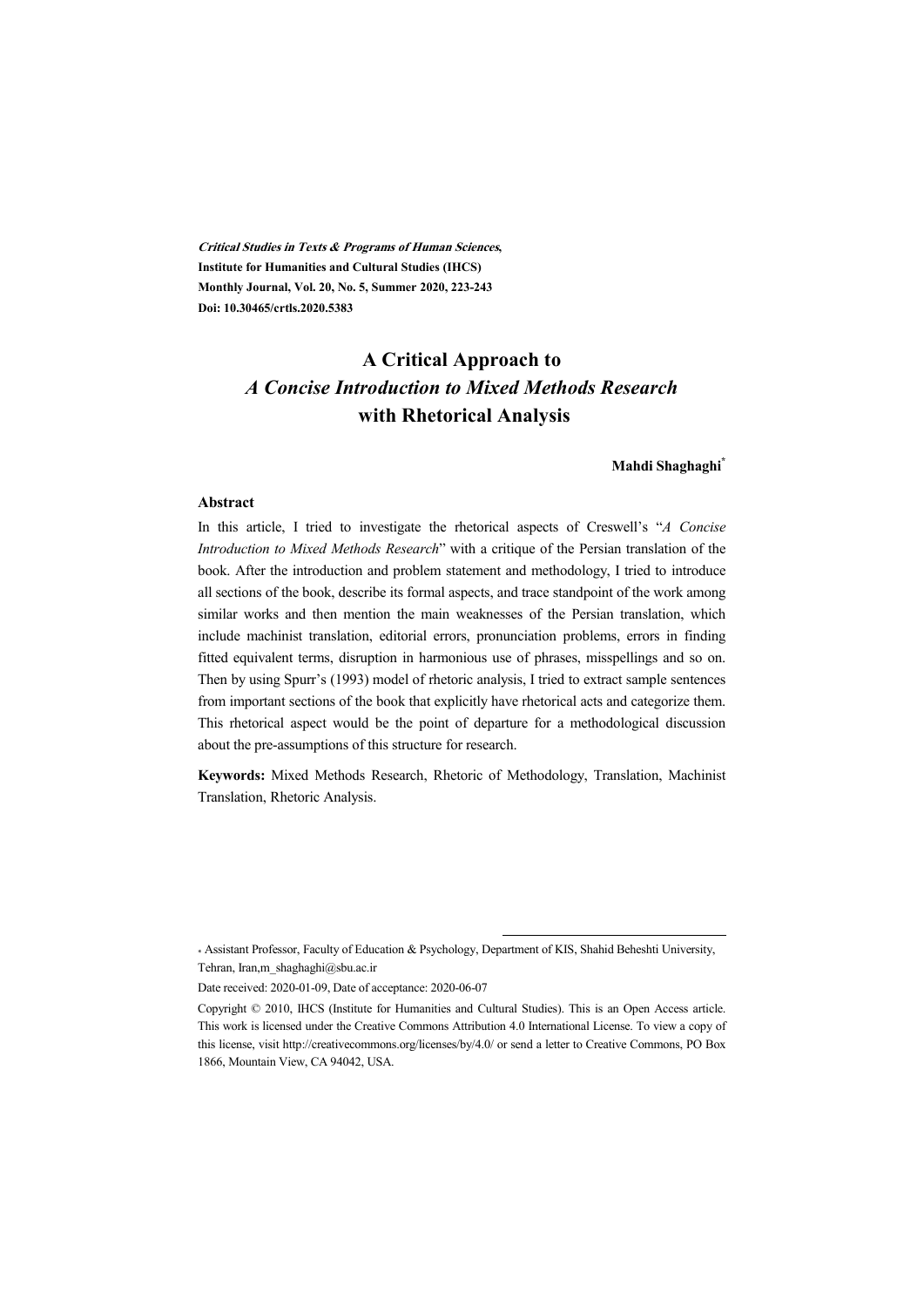***Critical Studies in Texts & Programs of Human Sciences*,**
**Institute for Humanities and Cultural Studies (IHCS)**
**Monthly Journal, Vol. 20, No. 5, Summer 2020, 223-243**
**Doi: 10.30465/crtls.2020.5383**

# A Critical Approach to *A Concise Introduction to Mixed Methods Research* with Rhetorical Analysis

**Mahdi Shaghaghi***

## Abstract

In this article, I tried to investigate the rhetorical aspects of Creswell's "*A Concise Introduction to Mixed Methods Research*" with a critique of the Persian translation of the book. After the introduction and problem statement and methodology, I tried to introduce all sections of the book, describe its formal aspects, and trace standpoint of the work among similar works and then mention the main weaknesses of the Persian translation, which include machinist translation, editorial errors, pronunciation problems, errors in finding fitted equivalent terms, disruption in harmonious use of phrases, misspellings and so on. Then by using Spurr's (1993) model of rhetoric analysis, I tried to extract sample sentences from important sections of the book that explicitly have rhetorical acts and categorize them. This rhetorical aspect would be the point of departure for a methodological discussion about the pre-assumptions of this structure for research.

**Keywords:** Mixed Methods Research, Rhetoric of Methodology, Translation, Machinist Translation, Rhetoric Analysis.

---

\* Assistant Professor, Faculty of Education & Psychology, Department of KIS, Shahid Beheshti University, Tehran, Iran,m_shaghaghi@sbu.ac.ir

Date received: 2020-01-09, Date of acceptance: 2020-06-07

Copyright © 2010, IHCS (Institute for Humanities and Cultural Studies). This is an Open Access article. This work is licensed under the Creative Commons Attribution 4.0 International License. To view a copy of this license, visit http://creativecommons.org/licenses/by/4.0/ or send a letter to Creative Commons, PO Box 1866, Mountain View, CA 94042, USA.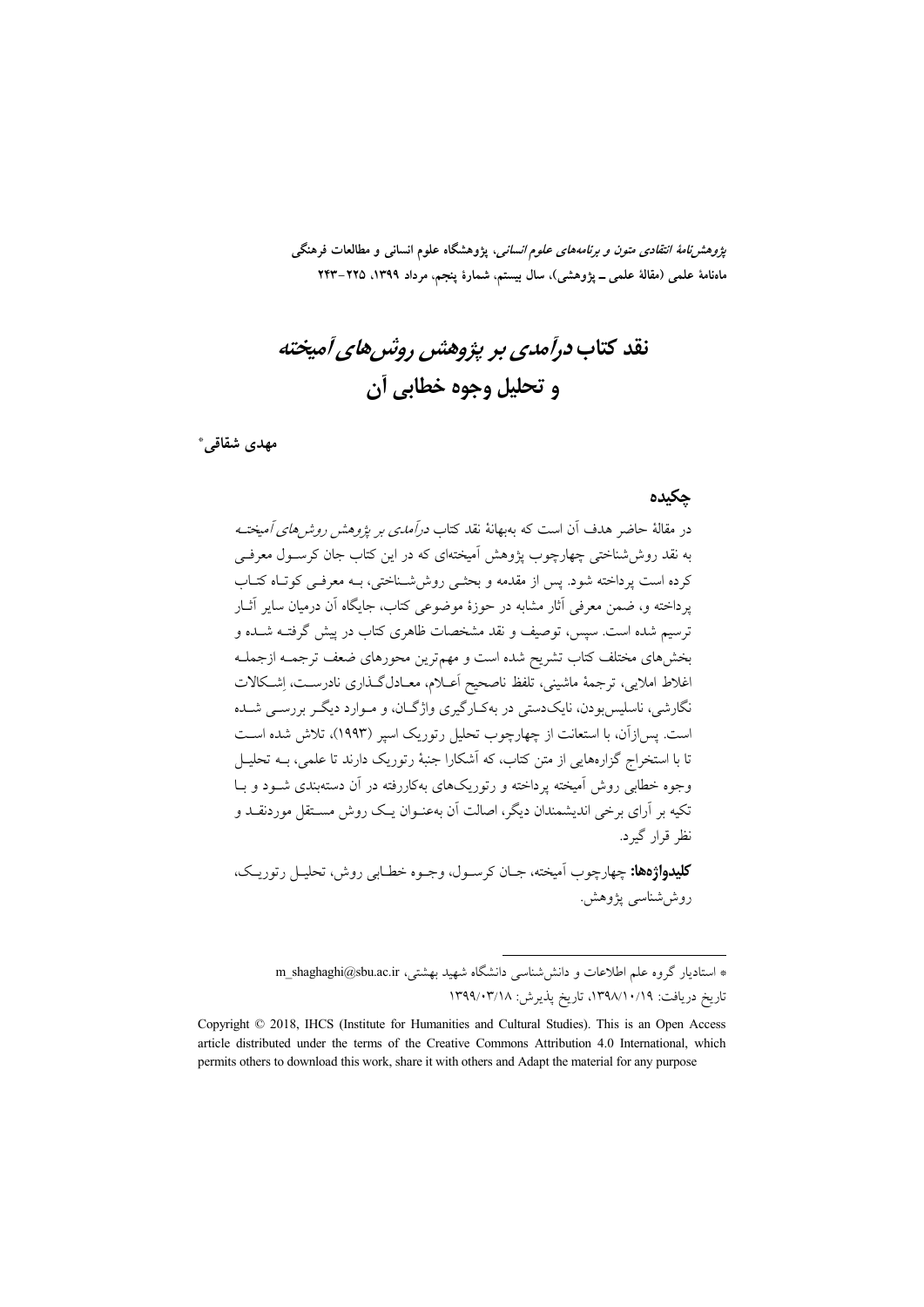# نقد کتاب *درآمدی بر پژوهش روش‌های آمیخته* و تحلیل وجوه خطابی آن

**مهدی شقاقی***

## چکیده

در مقالهٔ حاضر هدف آن است که به‌بهانهٔ نقد کتاب *درآمدی بر پژوهش روش‌های آمیخته* به نقد روش‌شناختی چهارچوب پژوهش آمیخته‌ای که در این کتاب جان کرسول معرفی کرده است پرداخته شود. پس از مقدمه و بحثی روش‌شناختی، به معرفی کوتاه کتاب پرداخته و، ضمن معرفی آثار مشابه در حوزهٔ موضوعی کتاب، جایگاه آن درمیان سایر آثار ترسیم شده است. سپس، توصیف و نقد مشخصات ظاهری کتاب در پیش گرفته شده و بخش‌های مختلف کتاب تشریح شده است و مهم‌ترین محورهای ضعف ترجمه ازجمله اغلاط املایی، ترجمهٔ ماشینی، تلفظ ناصحیح أعلام، معادل‌گذاری نادرست، اِشکالات نگارشی، ناسلیس‌بودن، نایک‌دستی در به‌کارگیری واژگان، و موارد دیگر بررسی شده است. پس‌ازآن، با استعانت از چهارچوب تحلیل رتوریک اسپر (۱۹۹۳)، تلاش شده است تا با استخراج گزاره‌هایی از متن کتاب، که آشکارا جنبهٔ رتوریک دارند تا علمی، به تحلیل وجوه خطابی روش آمیخته پرداخته و رتوریک‌های به‌کاررفته در آن دسته‌بندی شود و با تکیه بر آرای برخی اندیشمندان دیگر، اصالت آن به‌عنوان یک روش مستقل موردنقد و نظر قرار گیرد.

**کلیدواژه‌ها:** چهارچوب آمیخته، جان کرسول، وجوه خطابی روش، تحلیل رتوریک، روش‌شناسی پژوهش.

---

* استادیار گروه علم اطلاعات و دانش‌شناسی دانشگاه شهید بهشتی، m_shaghaghi@sbu.ac.ir

تاریخ دریافت: ۱۳۹۸/۱۰/۱۹، تاریخ پذیرش: ۱۳۹۹/۰۳/۱۸

Copyright © 2018, IHCS (Institute for Humanities and Cultural Studies). This is an Open Access article distributed under the terms of the Creative Commons Attribution 4.0 International, which permits others to download this work, share it with others and Adapt the material for any purpose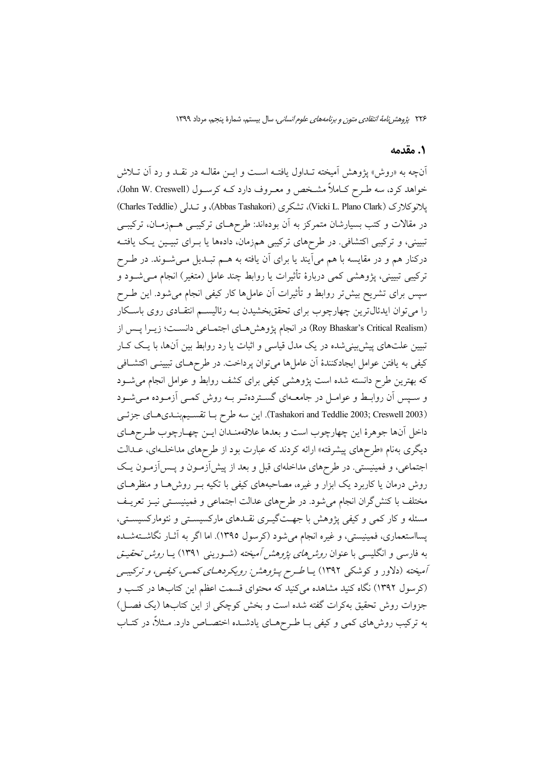## ۱. مقدمه

آن‌چه به «روش» پژوهش آمیخته تـداول یافتـه اسـت و ایـن مقالـه در نقـد و رد آن تـلاش خواهد کرد، سه طـرح کـاملاً مشـخص و معـروف دارد کـه کرسـول (John W. Creswell)، پلانوکلارک (Vicki L. Plano Clark)، تشکری (Abbas Tashakori)، و تـدلی (Charles Teddlie) در مقالات و کتب بسیارشان متمرکز به آن بوده‌اند: طرح‌هـای ترکیبـی هـم‌زمـان، ترکیبـی تبیینی، و ترکیبی اکتشافی. در طرح‌های ترکیبی هم‌زمان، داده‌ها یا بـرای تبیـین یـک یافتـه درکنار هم و در مقایسه با هم می‌آیند یا برای آن یافته به هـم تبـدیل مـی‌شـوند. در طـرح ترکیبی تبیینی، پژوهشی کمی دربارهٔ تأثیرات یا روابط چند عامل (متغیر) انجام مـی‌شـود و سپس برای تشریح بیش‌تر روابط و تأثیرات آن عامل‌ها کار کیفی انجام می‌شود. این طـرح را می‌توان ایدئال‌ترین چهارچوب برای تحقق‌بخشیدن بـه رئالیسـم انتقـادی روی باسـکار (Roy Bhaskar's Critical Realism) در انجام پژوهش‌هـای اجتمـاعی دانسـت؛ زیـرا پـس از تبیین علت‌های پیش‌بینی‌شده در یک مدل قیاسی و اثبات یا رد روابط بین آن‌ها، با یـک کـار کیفی به یافتن عوامل ایجادکنندهٔ آن عامل‌ها می‌توان پرداخت. در طرح‌هـای تبیینـی اکتشـافی که بهترین طرح دانسته شده است پژوهشی کیفی برای کشف روابط و عوامل انجام می‌شـود و سـپس آن روابـط و عوامـل در جامعـه‌ای گسـترده‌تـر بـه روش کمـی آزمـوده مـی‌شـود (Tashakori and Teddlie 2003; Creswell 2003). این سه طرح بـا تقسـیم‌بنـدی‌هـای جزئـی داخل آن‌ها جوهرهٔ این چهارچوب است و بعدها علاقه‌منـدان ایـن چهـارچوب طـرح‌هـای دیگری به‌نام «طرح‌های پیشرفته» ارائه کردند که عبارت بود از طرح‌های مداخلـه‌ای، عـدالت اجتماعی، و فمینیستی. در طرح‌های مداخله‌ای قبل و بعد از پیش‌آزمـون و پـس‌آزمـون یـک روش درمان یا کاربرد یک ابزار و غیره، مصاحبه‌های کیفی با تکیه بـر روش‌هـا و منظرهـای مختلف با کنش‌گران انجام می‌شود. در طرح‌های عدالت اجتماعی و فمینیسـتی نیـز تعریـف مسئله و کار کمی و کیفی پژوهش با جهـت‌گیـری نقـدهای مارکسیسـتی و نئومارکسیسـتی، پسااستعماری، فمینیستی، و غیره انجام می‌شود (کرسول ۱۳۹۵). اما اگر به آثـار نگاشـته‌شـده به فارسی و انگلیسی با عنوان *روش‌های پژوهش آمیخته* (شـورینی ۱۳۹۱) یـا *روش تحقیـق آمیخته* (دلاور و کوشکی ۱۳۹۲) یـا *طـرح پـژوهش: رویکردهـای کمـی، کیفـی، و ترکیبـی* (کرسول ۱۳۹۲) نگاه کنید مشاهده می‌کنید که محتوای قسمت اعظم این کتاب‌ها در کتـب و جزوات روش تحقیق به‌کرات گفته شده است و بخش کوچکی از این کتاب‌ها (یک فصـل) به ترکیب روش‌های کمی و کیفی بـا طـرح‌هـای یادشـده اختصـاص دارد. مـثلاً، در کتـاب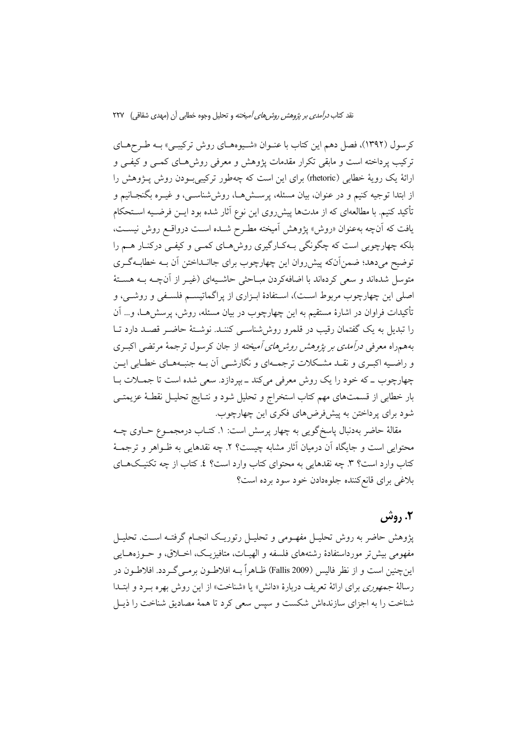کرسول (۱۳۹۲)، فصل دهم این کتاب با عنوان «شیوه‌های روش ترکیبی» به طرح‌های ترکیب پرداخته است و مابقی تکرار مقدمات پژوهش و معرفی روش‌های کمی و کیفی و ارائهٔ یک رویهٔ خطابی (rhetoric) برای این است که چه‌طور ترکیبی‌بودن روش پژوهش را از ابتدا توجیه کنیم و در عنوان، بیان مسئله، پرسش‌ها، روش‌شناسی، و غیره بگنجانیم و تأکید کنیم. با مطالعه‌ای که از مدت‌ها پیش‌روی این نوع آثار شده بود این فرضیه استحکام یافت که آن‌چه به‌عنوان «روش» پژوهش آمیخته مطرح شده است درواقع روش نیست، بلکه چهارچوبی است که چگونگی به‌کارگیری روش‌های کمی و کیفی درکنار هم را توضیح می‌دهد؛ ضمن‌آن‌که پیش‌روان این چهارچوب برای جاانداختن آن به خطابه‌گری متوسل شده‌اند و سعی کرده‌اند با اضافه‌کردن مباحثی حاشیه‌ای (غیر از آن‌چه به هستهٔ اصلی این چهارچوب مربوط است)، استفادهٔ ابزاری از پراگماتیسم فلسفی و روشی، و تأکیدات فراوان در اشارهٔ مستقیم به این چهارچوب در بیان مسئله، روش، پرسش‌ها، و... آن را تبدیل به یک گفتمان رقیب در قلمرو روش‌شناسی کنند. نوشتهٔ حاضر قصد دارد تا به‌همراه معرفی *درآمدی بر پژوهش روش‌های آمیخته* از جان کرسول ترجمهٔ مرتضی اکبری و راضیه اکبری و نقد مشکلات ترجمه‌ای و نگارشی آن به جنبه‌های خطابی این چهارچوب ـ که خود را یک روش معرفی می‌کند ـ بپردازد. سعی شده است تا جملات با بار خطابی از قسمت‌های مهم کتاب استخراج و تحلیل شود و نتایج تحلیل نقطهٔ عزیمتی شود برای پرداختن به پیش‌فرض‌های فکری این چهارچوب.

مقالهٔ حاضر به‌دنبال پاسخ‌گویی به چهار پرسش است: ۱. کتاب درمجموع حاوی چه محتوایی است و جایگاه آن درمیان آثار مشابه چیست؟ ۲. چه نقدهایی به ظواهر و ترجمهٔ کتاب وارد است؟ ۳. چه نقدهایی به محتوای کتاب وارد است؟ ٤. کتاب از چه تکنیک‌های بلاغی برای قانع‌کننده جلوه‌دادن خود سود برده است؟

## ۲. روش

پژوهش حاضر به روش تحلیل مفهومی و تحلیل رتوریک انجام گرفته است. تحلیل مفهومی بیش‌تر مورداستفادهٔ رشته‌های فلسفه و الهیات، متافیزیک، اخلاق، و حوزه‌هایی این‌چنین است و از نظر فالیس (Fallis 2009) ظاهراً به افلاطون برمی‌گردد. افلاطون در رسالهٔ *جمهوری* برای ارائهٔ تعریف دربارهٔ «دانش» یا «شناخت» از این روش بهره برد و ابتدا شناخت را به اجزای سازنده‌اش شکست و سپس سعی کرد تا همهٔ مصادیق شناخت را ذیل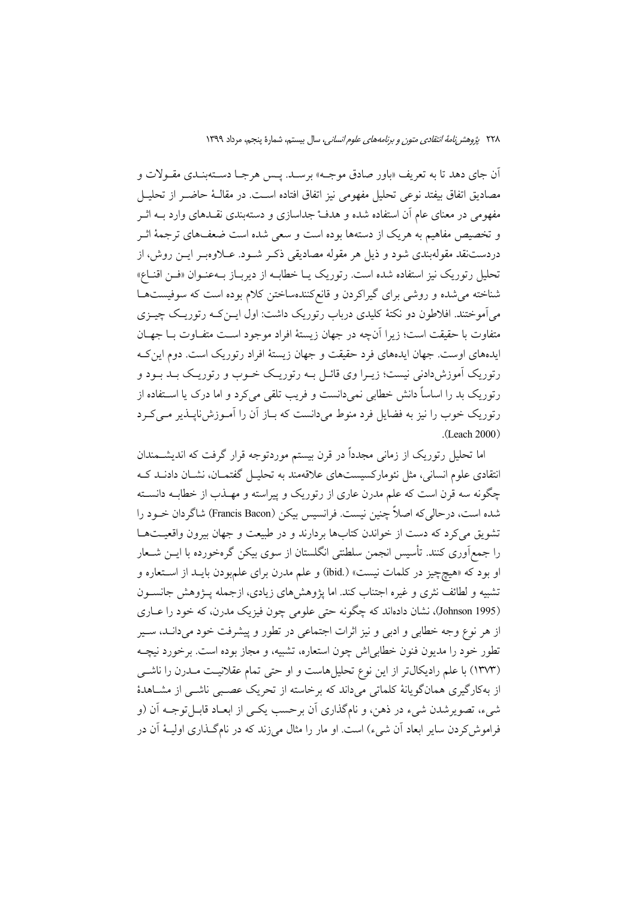آن جای دهد تا به تعریف «باور صادق موجه» برسد. پس هرجا دسته‌بندی مقولات و مصادیق اتفاق بیفتد نوعی تحلیل مفهومی نیز اتفاق افتاده است. در مقالهٔ حاضر از تحلیل مفهومی در معنای عام آن استفاده شده و هدفْ جداسازی و دسته‌بندی نقدهای وارد به اثر و تخصیص مفاهیم به هریک از دسته‌ها بوده است و سعی شده است ضعف‌های ترجمهٔ اثر دردست‌نقد مقوله‌بندی شود و ذیل هر مقوله مصادیقی ذکر شود. علاوه‌بر این روش، از تحلیل رتوریک نیز استفاده شده است. رتوریک یا خطابه از دیرباز به‌عنوان «فن اقناع» شناخته می‌شده و روشی برای گیراکردن و قانع‌کننده‌ساختن کلام بوده است که سوفیست‌ها می‌آموختند. افلاطون دو نکتهٔ کلیدی درباب رتوریک داشت: اول این‌که رتوریک چیزی متفاوت با حقیقت است؛ زیرا آن‌چه در جهان زیستهٔ افراد موجود است متفاوت با جهان ایده‌های اوست. جهان ایده‌های فرد حقیقت و جهان زیستهٔ افراد رتوریک است. دوم این‌که رتوریک آموزش‌دادنی نیست؛ زیرا وی قائل به رتوریک خوب و رتوریک بد بود و رتوریک بد را اساساً دانش خطابی نمی‌دانست و فریب تلقی می‌کرد و اما درک یا استفاده از رتوریک خوب را نیز به فضایل فرد منوط می‌دانست که باز آن را آموزش‌ناپذیر می‌کرد (Leach 2000).

اما تحلیل رتوریک از زمانی مجدداً در قرن بیستم موردتوجه قرار گرفت که اندیشمندان انتقادی علوم انسانی، مثل نئومارکسیست‌های علاقه‌مند به تحلیل گفتمان، نشان دادند که چگونه سه قرن است که علم مدرن عاری از رتوریک و پیراسته و مهذب از خطابه دانسته شده است، درحالی‌که اصلاً چنین نیست. فرانسیس بیکن (Francis Bacon) شاگردان خود را تشویق می‌کرد که دست از خواندن کتاب‌ها بردارند و در طبیعت و جهان بیرون واقعیت‌ها را جمع‌آوری کنند. تأسیس انجمن سلطنتی انگلستان از سوی بیکن گره‌خورده با این شعار او بود که «هیچ‌چیز در کلمات نیست» (ibid.) و علم مدرن برای علم‌بودن باید از استعاره و تشبیه و لطائف نثری و غیره اجتناب کند. اما پژوهش‌های زیادی، ازجمله پژوهش جانسون (Johnson 1995)، نشان داده‌اند که چگونه حتی علومی چون فیزیک مدرن، که خود را عاری از هر نوع وجه خطابی و ادبی و نیز اثرات اجتماعی در تطور و پیشرفت خود می‌داند، سیر تطور خود را مدیون فنون خطابی‌اش چون استعاره، تشبیه، و مجاز بوده است. برخورد نیچه (۱۳۷۳) با علم رادیکال‌تر از این نوع تحلیل‌هاست و او حتی تمام عقلانیت مدرن را ناشی از به‌کارگیری همان‌گویانهٔ کلماتی می‌داند که برخاسته از تحریک عصبی ناشی از مشاهدهٔ شیء، تصویرشدن شیء در ذهن، و نام‌گذاری آن برحسب یکی از ابعاد قابل‌توجه آن (و فراموش‌کردن سایر ابعاد آن شیء) است. او مار را مثال می‌زند که در نام‌گذاری اولیهٔ آن در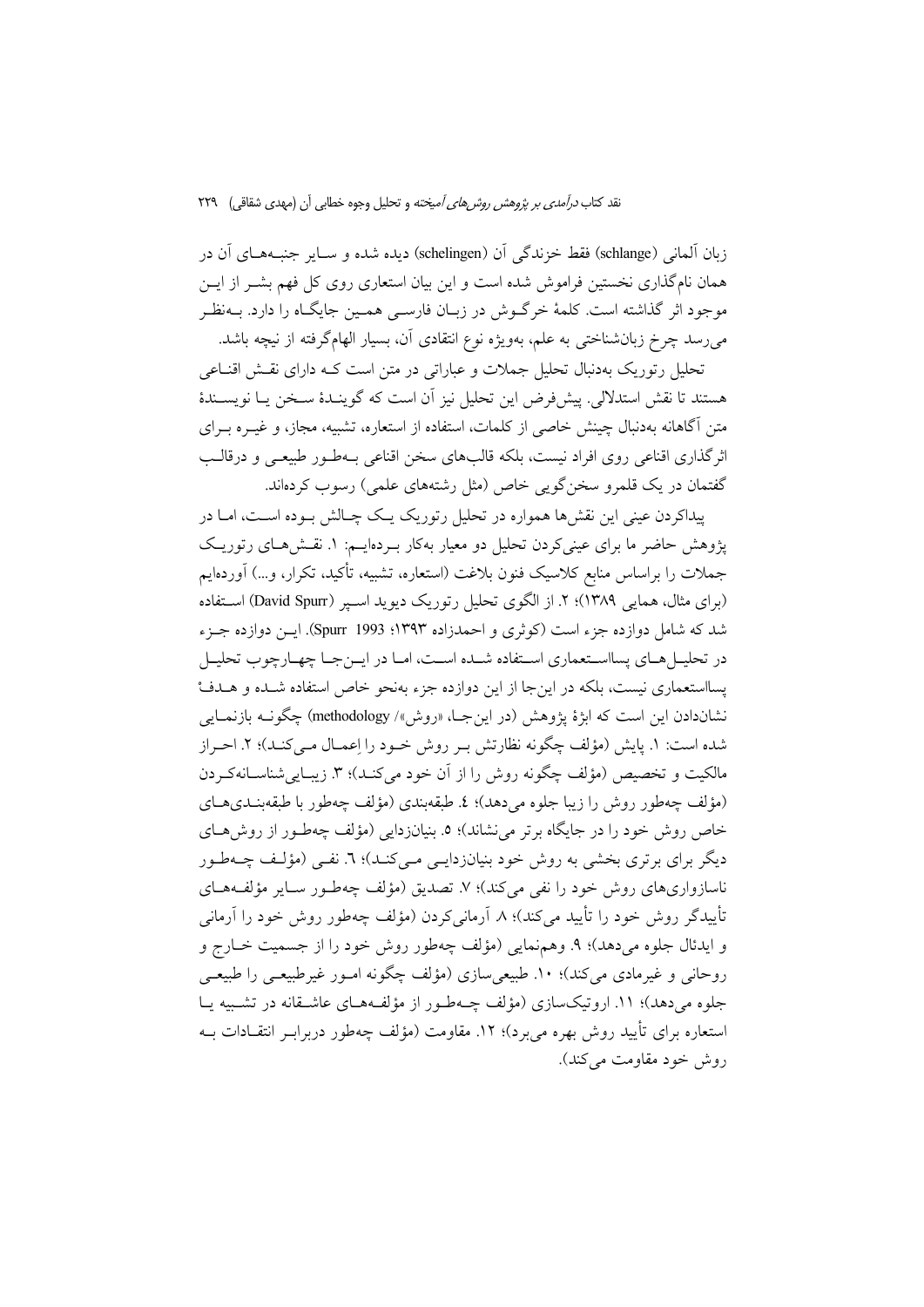زبان آلمانی (schlange) فقط خزندگی آن (schelingen) دیده شده و سایر جنبه‌های آن در همان نام‌گذاری نخستین فراموش شده است و این بیان استعاری روی کل فهم بشر از این موجود اثر گذاشته است. کلمهٔ خرگوش در زبان فارسی همین جایگاه را دارد. به‌نظر می‌رسد چرخ زبان‌شناختی به علم، به‌ویژه نوع انتقادی آن، بسیار الهام‌گرفته از نیچه باشد.

تحلیل رتوریک به‌دنبال تحلیل جملات و عباراتی در متن است که دارای نقش اقناعی هستند تا نقش استدلالی. پیش‌فرض این تحلیل نیز آن است که گویندهٔ سخن یا نویسندهٔ متن آگاهانه به‌دنبال چینش خاصی از کلمات، استفاده از استعاره، تشبیه، مجاز، و غیره برای اثرگذاری اقناعی روی افراد نیست، بلکه قالب‌های سخن اقناعی به‌طور طبیعی و درقالب گفتمان در یک قلمرو سخن‌گویی خاص (مثل رشته‌های علمی) رسوب کرده‌اند.

پیداکردن عینی این نقش‌ها همواره در تحلیل رتوریک یک چالش بوده است، اما در پژوهش حاضر ما برای عینی‌کردن تحلیل دو معیار به‌کار برده‌ایم: ۱. نقش‌های رتوریک جملات را براساس منابع کلاسیک فنون بلاغت (استعاره، تشبیه، تأکید، تکرار، و...) آورده‌ایم (برای مثال، همایی ۱۳۸۹)؛ ۲. از الگوی تحلیل رتوریک دیوید اسپر (David Spurr) استفاده شد که شامل دوازده جزء است (کوثری و احمدزاده ۱۳۹۳؛ Spurr 1993). این دوازده جزء در تحلیل‌های پسااستعماری استفاده شده است، اما در این‌جا چهارچوب تحلیل پسااستعماری نیست، بلکه در این‌جا از این دوازده جزء به‌نحو خاص استفاده شده و هدف نشان‌دادن این است که ابژهٔ پژوهش (در این‌جا، «روش»/ methodology) چگونه بازنمایی شده است: ۱. پایش (مؤلف چگونه نظارتش بر روش خود را اِعمال می‌کند)؛ ۲. احراز مالکیت و تخصیص (مؤلف چگونه روش را از آن خود می‌کند)؛ ۳. زیبایی‌شناسانه‌کردن (مؤلف چه‌طور روش را زیبا جلوه می‌دهد)؛ ٤. طبقه‌بندی (مؤلف چه‌طور با طبقه‌بندی‌های خاص روش خود را در جایگاه برتر می‌نشاند)؛ ٥. بنیان‌زدایی (مؤلف چه‌طور از روش‌های دیگر برای برتری بخشی به روش خود بنیان‌زدایی می‌کند)؛ ٦. نفی (مؤلف چه‌طور ناسازواری‌های روش خود را نفی می‌کند)؛ ۷. تصدیق (مؤلف چه‌طور سایر مؤلفه‌های تأییدگر روش خود را تأیید می‌کند)؛ ۸. آرمانی‌کردن (مؤلف چه‌طور روش خود را آرمانی و ایدئال جلوه می‌دهد)؛ ۹. وهم‌نمایی (مؤلف چه‌طور روش خود را از جسمیت خارج و روحانی و غیرمادی می‌کند)؛ ۱۰. طبیعی‌سازی (مؤلف چگونه امور غیرطبیعی را طبیعی جلوه می‌دهد)؛ ۱۱. اروتیک‌سازی (مؤلف چه‌طور از مؤلفه‌های عاشقانه در تشبیه یا استعاره برای تأیید روش بهره می‌برد)؛ ۱۲. مقاومت (مؤلف چه‌طور دربرابر انتقادات به روش خود مقاومت می‌کند).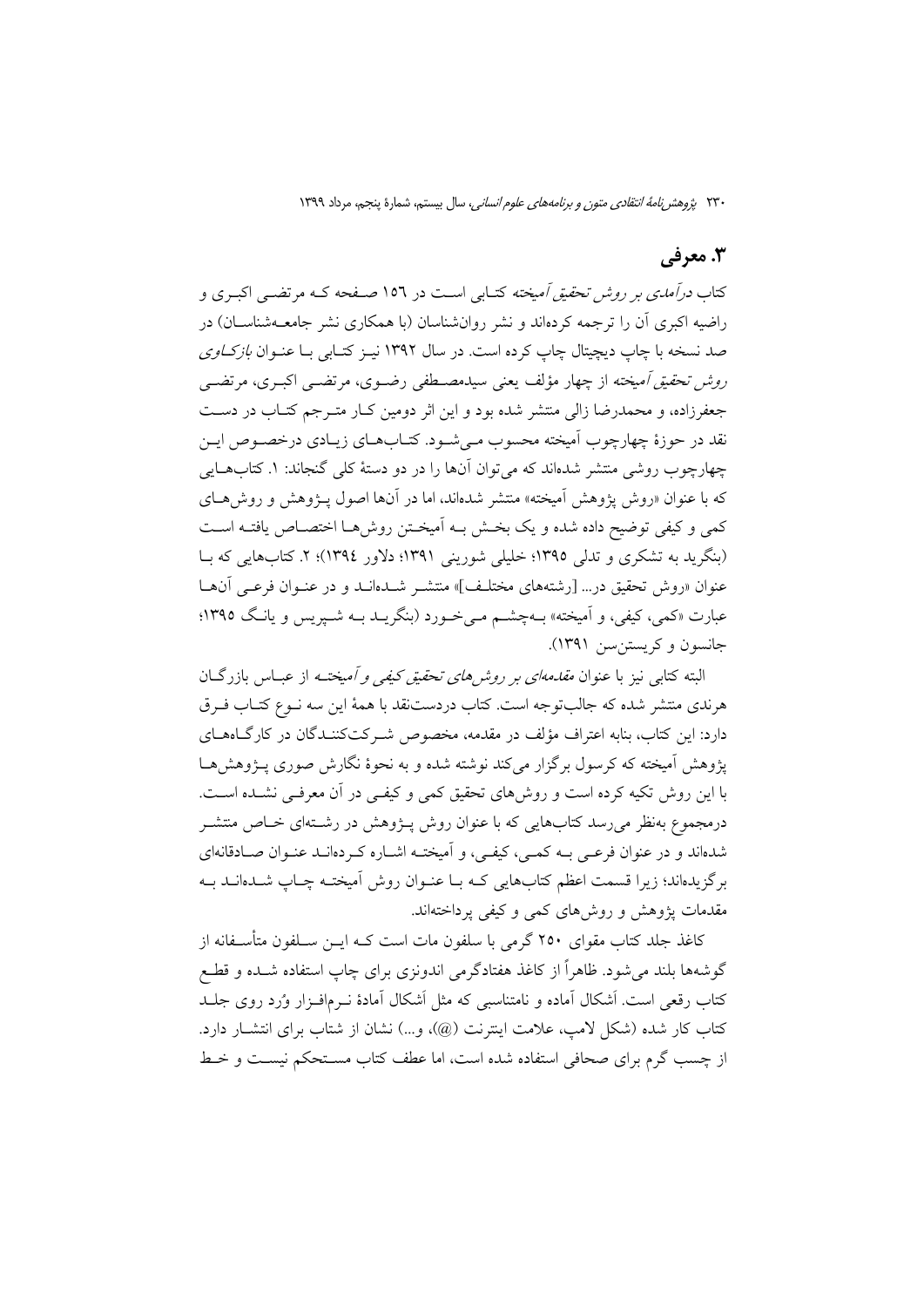## ۳. معرفی

کتاب *درآمدی بر روش تحقیق آمیخته* کتابی است در ۱۵۶ صفحه که مرتضی اکبری و راضیه اکبری آن را ترجمه کرده‌اند و نشر روان‌شناسان (با همکاری نشر جامعه‌شناسان) در صد نسخه با چاپ دیجیتال چاپ کرده است. در سال ۱۳۹۲ نیز کتابی با عنوان *بازکاوی روش تحقیق آمیخته* از چهار مؤلف یعنی سیدمصطفی رضوی، مرتضی اکبری، مرتضی جعفرزاده، و محمدرضا زالی منتشر شده بود و این اثر دومین کار مترجم کتاب در دست نقد در حوزهٔ چهارچوب آمیخته محسوب می‌شود. کتاب‌های زیادی درخصوص این چهارچوب روشی منتشر شده‌اند که می‌توان آن‌ها را در دو دستهٔ کلی گنجاند: ۱. کتاب‌هایی که با عنوان «روش پژوهش آمیخته» منتشر شده‌اند، اما در آن‌ها اصول پژوهش و روش‌های کمی و کیفی توضیح داده شده و یک بخش به آمیختن روش‌ها اختصاص یافته است (بنگرید به تشکری و تدلی ۱۳۹۵؛ خلیلی شورینی ۱۳۹۱؛ دلاور ۱۳۹٤)؛ ۲. کتاب‌هایی که با عنوان «روش تحقیق در... [رشته‌های مختلف]» منتشر شده‌اند و در عنوان فرعی آن‌ها عبارت «کمی، کیفی، و آمیخته» به‌چشم می‌خورد (بنگرید به شپریس و یانگ ۱۳۹۵؛ جانسون و کریستن‌سن ۱۳۹۱).

البته کتابی نیز با عنوان *مقدمه‌ای بر روش‌های تحقیق کیفی و آمیخته* از عباس بازرگان هرندی منتشر شده که جالب‌توجه است. کتاب دردست‌نقد با همهٔ این سه نوع کتاب فرق دارد: این کتاب، بنابه اعتراف مؤلف در مقدمه، مخصوص شرکت‌کنندگان در کارگاه‌های پژوهش آمیخته که کرسول برگزار می‌کند نوشته شده و به نحوهٔ نگارش صوری پژوهش‌ها با این روش تکیه کرده است و روش‌های تحقیق کمی و کیفی در آن معرفی نشده است. درمجموع به‌نظر می‌رسد کتاب‌هایی که با عنوان روش پژوهش در رشته‌ای خاص منتشر شده‌اند و در عنوان فرعی به کمی، کیفی، و آمیخته اشاره کرده‌اند عنوان صادقانه‌ای برگزیده‌اند؛ زیرا قسمت اعظم کتاب‌هایی که با عنوان روش آمیخته چاپ شده‌اند به مقدمات پژوهش و روش‌های کمی و کیفی پرداخته‌اند.

کاغذ جلد کتاب مقوای ۲۵۰ گرمی با سلفون مات است که این سلفون متأسفانه از گوشه‌ها بلند می‌شود. ظاهراً از کاغذ هفتادگرمی اندونزی برای چاپ استفاده شده و قطع کتاب رقعی است. اَشکال آماده و نامتناسبی که مثل اَشکال آمادهٔ نرم‌افزار وُرد روی جلد کتاب کار شده (شکل لامپ، علامت اینترنت (@)، و...) نشان از شتاب برای انتشار دارد. از چسب گرم برای صحافی استفاده شده است، اما عطف کتاب مستحکم نیست و خط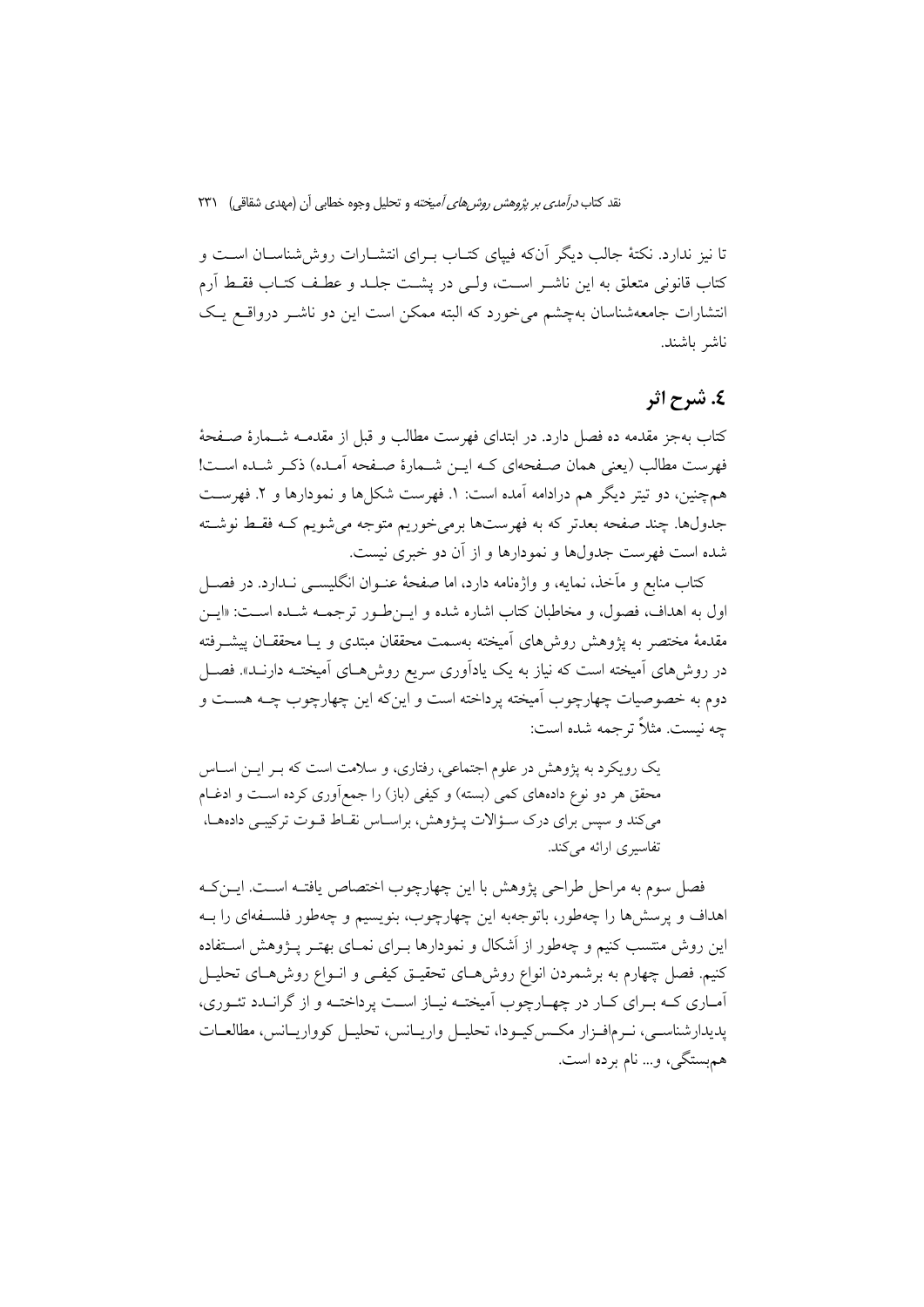تا نیز ندارد. نکتهٔ جالب دیگر آن‌که فیپای کتاب برای انتشارات روش‌شناسان است و کتاب قانونی متعلق به این ناشر است، ولی در پشت جلد و عطف کتاب فقط آرم انتشارات جامعه‌شناسان به‌چشم می‌خورد که البته ممکن است این دو ناشر درواقع یک ناشر باشند.

## ٤. شرح اثر

کتاب به‌جز مقدمه ده فصل دارد. در ابتدای فهرست مطالب و قبل از مقدمه شمارهٔ صفحهٔ فهرست مطالب (یعنی همان صفحه‌ای که این شمارهٔ صفحه آمده) ذکر شده است! همچنین، دو تیتر دیگر هم درادامه آمده است: ۱. فهرست شکل‌ها و نمودارها و ۲. فهرست جدول‌ها. چند صفحه بعدتر که به فهرست‌ها برمی‌خوریم متوجه می‌شویم که فقط نوشته شده است فهرست جدول‌ها و نمودارها و از آن دو خبری نیست.

کتاب منابع و مآخذ، نمایه، و واژه‌نامه دارد، اما صفحهٔ عنوان انگلیسی ندارد. در فصل اول به اهداف، فصول، و مخاطبان کتاب اشاره شده و این‌طور ترجمه شده است: «این مقدمهٔ مختصر به پژوهش روش‌های آمیخته به‌سمت محققان مبتدی و یا محققان پیشرفته در روش‌های آمیخته است که نیاز به یک یادآوری سریع روش‌های آمیخته دارند». فصل دوم به خصوصیات چهارچوب آمیخته پرداخته است و این‌که این چهارچوب چه هست و چه نیست. مثلاً ترجمه شده است:

> یک رویکرد به پژوهش در علوم اجتماعی، رفتاری، و سلامت است که بر این اساس محقق هر دو نوع داده‌های کمی (بسته) و کیفی (باز) را جمع‌آوری کرده است و ادغام می‌کند و سپس برای درک سؤالات پژوهش، براساس نقاط قوت ترکیبی داده‌ها، تفاسیری ارائه می‌کند.

فصل سوم به مراحل طراحی پژوهش با این چهارچوب اختصاص یافته است. این‌که اهداف و پرسش‌ها را چه‌طور، باتوجه‌به این چهارچوب، بنویسیم و چه‌طور فلسفه‌ای را به این روش منتسب کنیم و چه‌طور از اَشکال و نمودارها برای نمای بهتر پژوهش استفاده کنیم. فصل چهارم به برشمردن انواع روش‌های تحقیق کیفی و انواع روش‌های تحلیل آماری که برای کار در چهارچوب آمیخته نیاز است پرداخته و از گرانددد تئوری، پدیدارشناسی، نرم‌افزار مکس‌کیودا، تحلیل واریانس، تحلیل کوواریانس، مطالعات هم‌بستگی، و... نام برده است.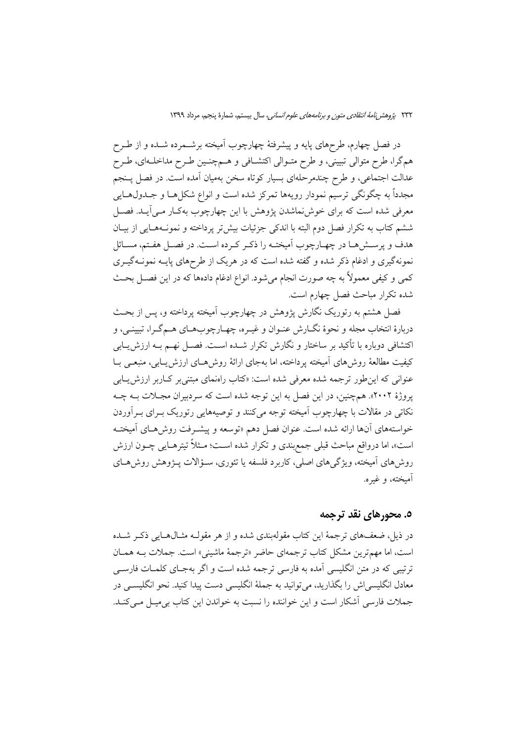در فصل چهارم، طرح‌های پایه و پیشرفتهٔ چهارچوب آمیخته برشمرده شده و از طرح هم‌گرا، طرح متوالی تبیینی، و طرح متوالی اکتشافی و هم‌چنین طرح مداخله‌ای، طرح عدالت اجتماعی، و طرح چندمرحله‌ای سخن بسیار کوتاه به‌میان آمده است. در فصل پنجم مجدداً به چگونگی ترسیم نمودار رویه‌ها تمرکز شده است و انواع شکل‌ها و جدول‌هایی معرفی شده است که برای خوش‌نماشدن پژوهش با این چهارچوب به‌کار می‌آید. فصل ششم کتاب به تکرار فصل دوم البته با اندکی جزئیات بیش‌تر پرداخته و نمونه‌هایی از بیان هدف و پرسش‌ها در چهارچوب آمیخته را ذکر کرده است. در فصل هفتم، مسائل نمونه‌گیری و ادغام ذکر شده و گفته شده است که در هریک از طرح‌های پایه نمونه‌گیری کمی و کیفی معمولاً به چه صورت انجام می‌شود. انواع ادغام داده‌ها که در این فصل بحث شده تکرار مباحث فصل چهارم است.

فصل هشتم به رتوریک نگارش پژوهش در چهارچوب آمیخته پرداخته و، پس از بحث دربارهٔ انتخاب مجله و نحوهٔ نگارش عنوان و غیره، چهارچوب‌های هم‌گرا، تبیینی، و اکتشافی دوباره با تأکید بر ساختار و نگارش تکرار شده است. فصل نهم به ارزش‌یابی کیفیت مطالعهٔ روش‌های آمیخته پرداخته، اما به‌جای ارائهٔ روش‌های ارزش‌یابی، منبعی با عنوانی که این‌طور ترجمه شده معرفی شده است: «کتاب راه‌نمای مبتنی‌بر کاربر ارزش‌یابی پروژهٔ ۲۰۰۲». هم‌چنین، در این فصل به این توجه شده است که سردبیران مجلات به چه نکاتی در مقالات با چهارچوب آمیخته توجه می‌کنند و توصیه‌هایی رتوریک برای برآوردن خواسته‌های آن‌ها ارائه شده است. عنوان فصل دهم «توسعه و پیشرفت روش‌های آمیخته است»، اما درواقع مباحث قبلی جمع‌بندی و تکرار شده است؛ مثلاً تیترهایی چون ارزش روش‌های آمیخته، ویژگی‌های اصلی، کاربرد فلسفه یا تئوری، سؤالات پژوهش روش‌های آمیخته، و غیره.

## ۵. محورهای نقد ترجمه

در ذیل، ضعف‌های ترجمهٔ این کتاب مقوله‌بندی شده و از هر مقوله مثال‌هایی ذکر شده است، اما مهم‌ترین مشکل کتاب ترجمه‌ای حاضر «ترجمهٔ ماشینی» است. جملات به همان ترتیبی که در متن انگلیسی آمده به فارسی ترجمه شده است و اگر به‌جای کلمات فارسی معادل انگلیسی‌اش را بگذارید، می‌توانید به جملهٔ انگلیسی دست پیدا کنید. نحو انگلیسی در جملات فارسی آشکار است و این خواننده را نسبت به خواندن این کتاب بی‌میل می‌کند.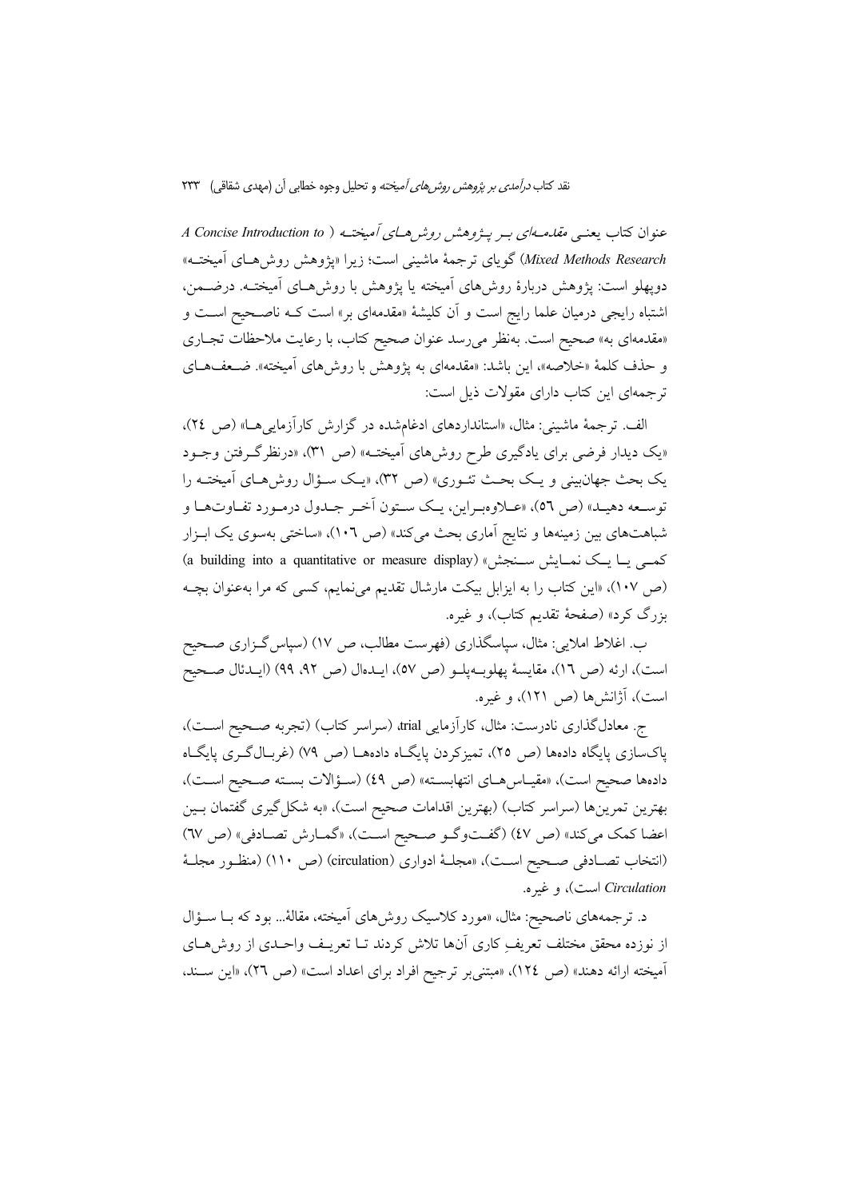عنوان کتاب یعنی *مقدمه‌ای بر پژوهش روش‌های آمیخته* (*A Concise Introduction to Mixed Methods Research*) گویای ترجمهٔ ماشینی است؛ زیرا «پژوهش روش‌های آمیخته» دوپهلو است: پژوهش دربارهٔ روش‌های آمیخته یا پژوهش با روش‌های آمیخته. درضمن، اشتباه رایجی درمیان علما رایج است و آن کلیشهٔ «مقدمه‌ای بر» است که ناصحیح است و «مقدمه‌ای به» صحیح است. به‌نظر می‌رسد عنوان صحیح کتاب، با رعایت ملاحظات تجاری و حذف کلمهٔ «خلاصه»، این باشد: «مقدمه‌ای به پژوهش با روش‌های آمیخته». ضعف‌های ترجمه‌ای این کتاب دارای مقولات ذیل است:

الف. ترجمهٔ ماشینی: مثال، «استانداردهای ادغام‌شده در گزارش کارآزمایی‌ها» (ص ۲۴)، «یک دیدار فرضی برای یادگیری طرح روش‌های آمیخته» (ص ۳۱)، «درنظرگرفتن وجود یک بحث جهان‌بینی و یک بحث تئوری» (ص ۳۲)، «یک سؤال روش‌های آمیخته را توسعه دهید» (ص ۵٦)، «علاوه‌براین، یک ستون آخر جدول درمورد تفاوت‌ها و شباهت‌های بین زمینه‌ها و نتایج آماری بحث می‌کند» (ص ۱۰٦)، «ساختی به‌سوی یک ابزار کمی یا یک نمایش سنجش» (a building into a quantitative or measure display) (ص ۱۰۷)، «این کتاب را به ایزابل بیکت مارشال تقدیم می‌نمایم، کسی که مرا به‌عنوان بچه بزرگ کرد» (صفحهٔ تقدیم کتاب)، و غیره.

ب. اغلاط املایی: مثال، سپاسگذاری (فهرست مطالب، ص ۱۷) (سپاس‌گزاری صحیح است)، ارئه (ص ۱٦)، مقایسهٔ پهلوبه‌پلو (ص ۵۷)، ایده‌ال (ص ۹۲، ۹۹) (ایدئال صحیح است)، آژانش‌ها (ص ۱۲۱)، و غیره.

ج. معادل‌گذاری نادرست: مثال، کارآزمایی trial، (سراسر کتاب) (تجربه صحیح است)، پاک‌سازی پایگاه داده‌ها (ص ۲۵)، تمیزکردن پایگاه داده‌ها (ص ۷۹) (غربال‌گری پایگاه داده‌ها صحیح است)، «مقیاس‌های انتهابسته» (ص ٤۹) (سؤالات بسته صحیح است)، بهترین تمرین‌ها (سراسر کتاب) (بهترین اقدامات صحیح است)، «به شکل‌گیری گفتمان بین اعضا کمک می‌کند» (ص ٤۷) (گفت‌وگو صحیح است)، «گمارش تصادفی» (ص ٦۷) (انتخاب تصادفی صحیح است)، «مجلهٔ ادواری (circulation)» (ص ۱۱۰) (منظور مجلهٔ *Circulation* است)، و غیره.

د. ترجمه‌های ناصحیح: مثال، «مورد کلاسیک روش‌های آمیخته، مقالهٔ... بود که با سؤال از نوزده محقق مختلف تعریفِ کاری آن‌ها تلاش کردند تا تعریف واحدی از روش‌های آمیخته ارائه دهند» (ص ۱۲٤)، «مبتنی‌بر ترجیح افراد برای اعداد است» (ص ۲٦)، «این سند،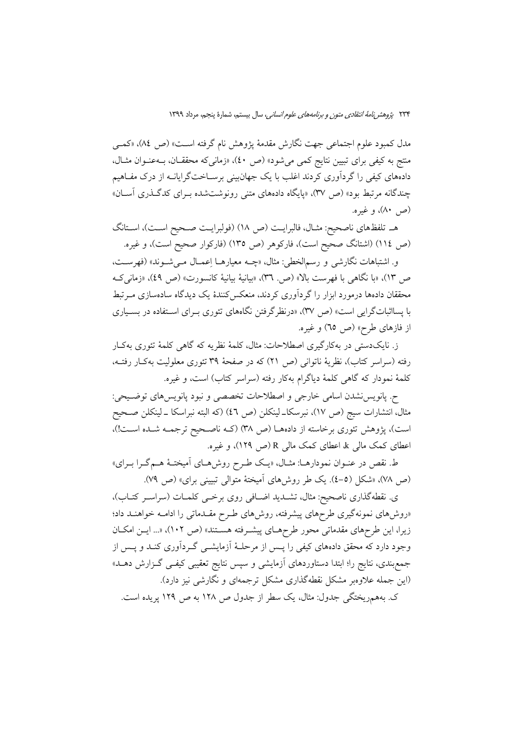مدل کمبود علوم اجتماعی جهت نگارش مقدمهٔ پژوهش نام گرفته است» (ص ٨٤)، «کمی منتج به کیفی برای تبیین نتایج کمی می‌شود» (ص ٤٠)، «زمانی‌که محققان، به‌عنوان مثال، داده‌های کیفی را گردآوری کردند اغلب با یک جهان‌بینی برساخت‌گرایانه از درک مفاهیم چندگانه مرتبط بود» (ص ٣٧)، «پایگاه داده‌های متنی رونوشت‌شده برای کدگذری آسان» (ص ٨٠)، و غیره.

هـ. تلفظهای ناصحیح: مثال، فالبرایت (ص ١٨) (فولبرایت صحیح است)، استانگ (ص ١١٤) (اشتانگ صحیح است)، فارکوهر (ص ١٣٥) (فارکوار صحیح است)، و غیره.

و. اشتباهات نگارشی و رسم‌الخطی: مثال، «چه معیارها اِعمال می‌شوند» (فهرست، ص ١٣)، «با نگاهی با فهرست بالا» (ص. ٣٦)، «بیانیهٔ بیانیهٔ کانسورت» (ص ٤٩)، «زمانی‌که محققان داده‌ها درمورد ابزار را گردآوری کردند، منعکس‌کنندهٔ یک دیدگاه ساده‌سازی مرتبط با پسااثبات‌گرایی است» (ص ٣٧)، «درنظرگرفتن نگاه‌های تئوری برای استفاده در بسیاری از فازهای طرح» (ص ٦٥) و غیره.

ز. نایک‌دستی در به‌کارگیری اصطلاحات: مثال، کلمهٔ نظریه که گاهی کلمهٔ تئوری به‌کار رفته (سراسر کتاب)، نظریهٔ ناتوانی (ص ٢١) که در صفحهٔ ٣٩ تئوری معلولیت به‌کار رفته، کلمهٔ نمودار که گاهی کلمهٔ دیاگرام به‌کار رفته (سراسر کتاب) است، و غیره.

ح. پانویس‌نشدن اسامی خارجی و اصطلاحات تخصصی و نبود پانویس‌های توضیحی: مثال، انتشارات سیج (ص ١٧)، نبرسکا ـ لینکلن (ص ٤٦) (که البته نبراسکا ـ لینکلن صحیح است)، پژوهش تئوری برخاسته از داده‌ها (ص ٣٨) (که ناصحیح ترجمه شده است!)، اعطای کمک مالی k، اعطای کمک مالی R (ص ١٢٩)، و غیره.

ط. نقص در عنوان نمودارها: مثال، «یک طرح روش‌های آمیختهٔ هم‌گرا برای» (ص ٧٨)، «شکل (٥-٤). یک طر روش‌های آمیختهٔ متوالی تبیینی برای» (ص ٧٩).

ی. نقطه‌گذاری ناصحیح: مثال، تشدید اضافی روی برخی کلمات (سراسر کتاب)، «روش‌های نمونه‌گیری طرح‌های پیشرفته، روش‌های طرح مقدماتی را ادامه خواهند داد؛ زیرا، این طرح‌های مقدماتی محور طرح‌های پیشرفته هستند» (ص ١٠٢)، «... این امکان وجود دارد که محقق داده‌های کیفی را پس از مرحلهٔ آزمایشی گردآوری کند و پس از جمع‌بندی، نتایج را؛ ابتدا دستاوردهای آزمایشی و سپس نتایج تعقیبی کیفی گزارش دهد» (این جمله علاوه‌بر مشکل نقطه‌گذاری مشکل ترجمه‌ای و نگارشی نیز دارد).

ک. به‌هم‌ریختگی جدول: مثال، یک سطر از جدول ص ١٢٨ به ص ١٢٩ پریده است.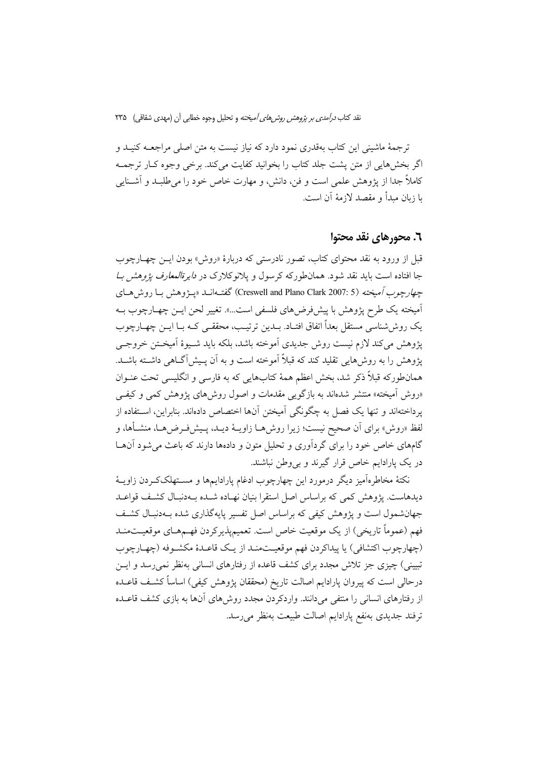ترجمهٔ ماشینی این کتاب به‌قدری نمود دارد که نیاز نیست به متن اصلی مراجعه کنید و اگر بخش‌هایی از متن پشت جلد کتاب را بخوانید کفایت می‌کند. برخی وجوه کار ترجمه کاملاً جدا از پژوهش علمی است و فن، دانش، و مهارت خاص خود را می‌طلبد و آشنایی با زبان مبدأ و مقصد لازمهٔ آن است.

## ٦. محورهای نقد محتوا

قبل از ورود به نقد محتوای کتاب، تصور نادرستی که دربارهٔ «روش» بودن این چهارچوب جا افتاده است باید نقد شود. همان‌طورکه کرسول و پلانوکلارک در *دایرةالمعارف پژوهش با چهارچوب آمیخته* (Creswell and Plano Clark 2007: 5) گفته‌اند «پژوهش با روش‌های آمیخته یک طرح پژوهش با پیش‌فرض‌های فلسفی است...». تغییر لحن این چهارچوب به یک روش‌شناسی مستقل بعداً اتفاق افتاد. بدین ترتیب، محققی که با این چهارچوب پژوهش می‌کند لازم نیست روش جدیدی آموخته باشد، بلکه باید شیوهٔ آمیختن خروجی پژوهش را به روش‌هایی تقلید کند که قبلاً آموخته است و به آن پیش‌آگاهی داشته باشد. همان‌طورکه قبلاً ذکر شد، بخش اعظم همهٔ کتاب‌هایی که به فارسی و انگلیسی تحت عنوان «روش آمیخته» منتشر شده‌اند به بازگویی مقدمات و اصول روش‌های پژوهش کمی و کیفی پرداخته‌اند و تنها یک فصل به چگونگی آمیختن آن‌ها اختصاص داده‌اند. بنابراین، استفاده از لفظ «روش» برای آن صحیح نیست؛ زیرا روش‌ها زاویهٔ دید، پیش‌فرض‌ها، منشأها، و گام‌های خاص خود را برای گردآوری و تحلیل متون و داده‌ها دارند که باعث می‌شود آن‌ها در یک پارادایم خاص قرار گیرند و بی‌وطن نباشند.

نکتهٔ مخاطره‌آمیز دیگر درمورد این چهارچوب ادغام پارادایم‌ها و مستهلک‌کردن زاویهٔ دیدهاست. پژوهش کمی که براساس اصل استقرا بنیان نهاده شده به‌دنبال کشف قواعد جهان‌شمول است و پژوهش کیفی که براساس اصل تفسیر پایه‌گذاری شده به‌دنبال کشف فهم (عموماً تاریخی) از یک موقعیت خاص است. تعمیم‌پذیرکردن فهم‌های موقعیت‌مند (چهارچوب اکتشافی) یا پیداکردن فهم موقعیت‌مند از یک قاعدهٔ مکشوفه (چهارچوب تبیینی) چیزی جز تلاش مجدد برای کشف قاعده از رفتارهای انسانی به‌نظر نمی‌رسد و این درحالی است که پیروان پارادایم اصالت تاریخ (محققان پژوهش کیفی) اساساً کشف قاعده از رفتارهای انسانی را منتفی می‌دانند. واردکردن مجدد روش‌های آن‌ها به بازی کشف قاعده ترفند جدیدی به‌نفع پارادایم اصالت طبیعت به‌نظر می‌رسد.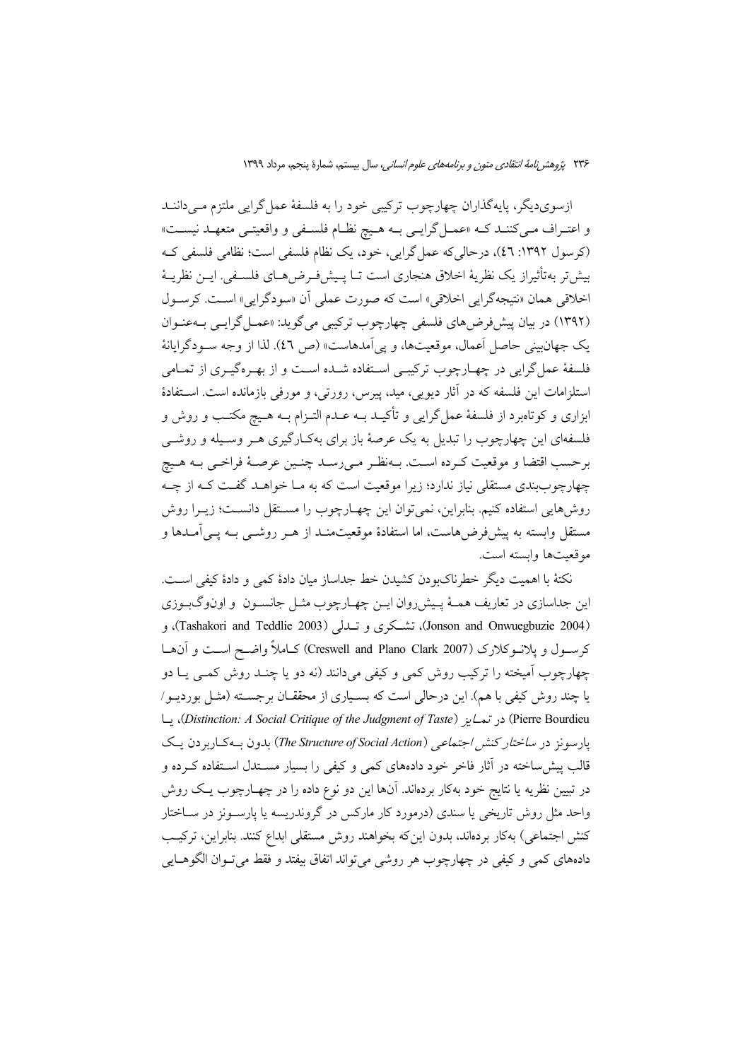ازسوی‌دیگر، پایه‌گذاران چهارچوب ترکیبی خود را به فلسفهٔ عمل‌گرایی ملتزم می‌دانند و اعتراف می‌کنند که «عمل‌گرایی به هیچ نظام فلسفی و واقعیتی متعهد نیست» (کرسول ۱۳۹۲: ٤٦)، درحالی‌که عمل‌گرایی، خود، یک نظام فلسفی است؛ نظامی فلسفی که بیش‌تر به‌تأثیراز یک نظریهٔ اخلاق هنجاری است تا پیش‌فرض‌های فلسفی. این نظریهٔ اخلاقی همان «نتیجه‌گرایی اخلاقی» است که صورت عملی آن «سودگرایی» است. کرسول (۱۳۹۲) در بیان پیش‌فرض‌های فلسفی چهارچوب ترکیبی می‌گوید: «عمل‌گرایی به‌عنوان یک جهان‌بینی حاصل اَعمال، موقعیت‌ها، و پی‌آمدهاست» (ص ٤٦). لذا از وجه سودگرایانهٔ فلسفهٔ عمل‌گرایی در چهارچوب ترکیبی استفاده شده است و از بهره‌گیری از تمامی استلزامات این فلسفه که در آثار دیویی، مید، پیرس، رورتی، و مورفی بازمانده است. استفادهٔ ابزاری و کوتاه‌برد از فلسفهٔ عمل‌گرایی و تأکید به عدم التزام به هیچ مکتب و روش و فلسفه‌ای این چهارچوب را تبدیل به یک عرصهٔ باز برای به‌کارگیری هر وسیله و روشی برحسب اقتضا و موقعیت کرده است. به‌نظر می‌رسد چنین عرصهٔ فراخی به هیچ چهارچوب‌بندی مستقلی نیاز ندارد؛ زیرا موقعیت است که به ما خواهد گفت که از چه روش‌هایی استفاده کنیم. بنابراین، نمی‌توان این چهارچوب را مستقل دانست؛ زیرا روش مستقل وابسته به پیش‌فرض‌هاست، اما استفادهٔ موقعیت‌مند از هر روشی به پی‌آمدها و موقعیت‌ها وابسته است.

نکتهٔ با اهمیت دیگر خطرناک‌بودن کشیدن خط جداساز میان دادهٔ کمی و دادهٔ کیفی است. این جداسازی در تعاریف همهٔ پیش‌روان این چهارچوب مثل جانسون و اون‌وگ‌بوزی (Jonson and Onwuegbuzie 2004)، تشکری و تدلی (Tashakori and Teddlie 2003)، و کرسول و پلانوکلارک (Creswell and Plano Clark 2007) کاملاً واضح است و آن‌ها چهارچوب آمیخته را ترکیب روش کمی و کیفی می‌دانند (نه دو یا چند روش کمی یا دو یا چند روش کیفی با هم). این درحالی است که بسیاری از محققان برجسته (مثل بوردیو/ Pierre Bourdieu) در *تمایز* (*Distinction: A Social Critique of the Judgment of Taste*)، یا پارسونز در *ساختار کنش اجتماعی* (*The Structure of Social Action*) بدون به‌کاربردن یک قالب پیش‌ساخته در آثار فاخر خود داده‌های کمی و کیفی را بسیار مستدل استفاده کرده و در تبیین نظریه یا نتایج خود به‌کار برده‌اند. آن‌ها این دو نوع داده را در چهارچوب یک روش واحد مثل روش تاریخی یا سندی (درمورد کار مارکس در گروندریسه یا پارسونز در ساختار کنش اجتماعی) به‌کار برده‌اند، بدون این‌که بخواهند روش مستقلی ابداع کنند. بنابراین، ترکیب داده‌های کمی و کیفی در چهارچوب هر روشی می‌تواند اتفاق بیفتد و فقط می‌توان الگوهایی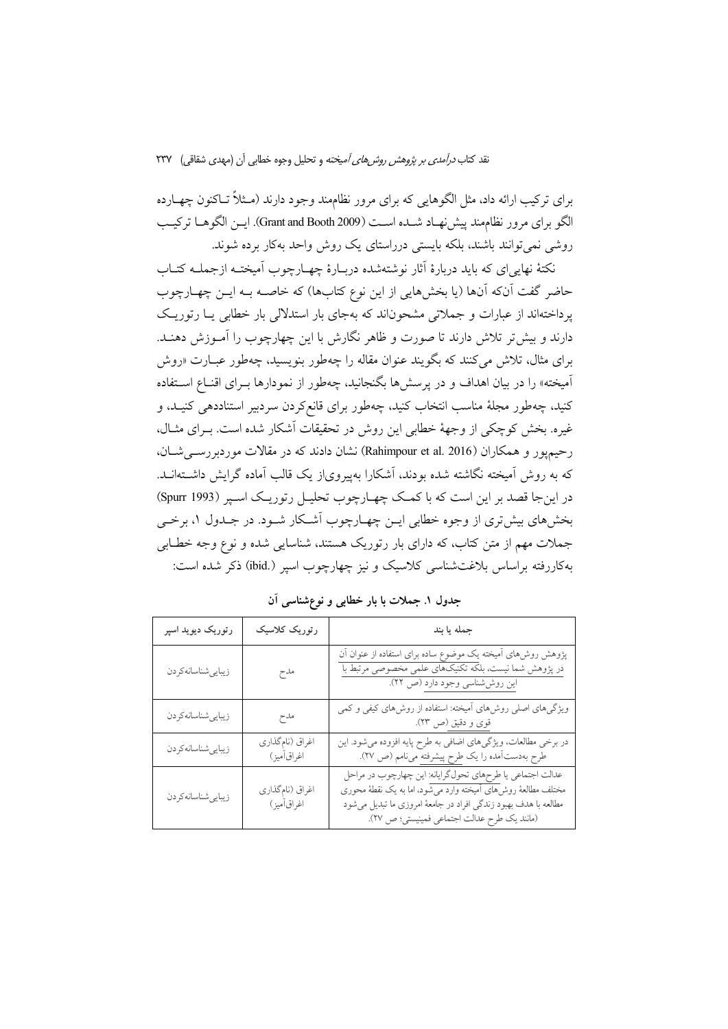برای ترکیب ارائه داد، مثل الگوهایی که برای مرور نظام‌مند وجود دارند (مثلاً تاکنون چهارده الگو برای مرور نظام‌مند پیشنهاد شده است (Grant and Booth 2009). این الگوها ترکیب روشی نمی‌توانند باشند، بلکه بایستی درراستای یک روش واحد به‌کار برده شوند.

نکتهٔ نهایی‌ای که باید دربارهٔ آثار نوشته‌شده دربارهٔ چهارچوب آمیخته ازجمله کتاب حاضر گفت آن‌که آن‌ها (یا بخش‌هایی از این نوع کتاب‌ها) که خاصه به این چهارچوب پرداخته‌اند از عبارات و جملاتی مشحون‌اند که به‌جای بار استدلالی بار خطابی یا رتوریک دارند و بیش‌تر تلاش دارند تا صورت و ظاهر نگارش با این چهارچوب را آموزش دهند. برای مثال، تلاش می‌کنند که بگویند عنوان مقاله را چه‌طور بنویسید، چه‌طور عبارت «روش آمیخته» را در بیان اهداف و در پرسش‌ها بگنجانید، چه‌طور از نمودارها برای اقناع استفاده کنید، چه‌طور مجلهٔ مناسب انتخاب کنید، چه‌طور برای قانع‌کردن سردبیر استناددهی کنید، و غیره. بخش کوچکی از وجههٔ خطابی این روش در تحقیقات آشکار شده است. برای مثال، رحیم‌پور و همکاران (Rahimpour et al. 2016) نشان دادند که در مقالات موردبررسی‌شان، که به روش آمیخته نگاشته شده بودند، آشکارا به‌پیروی‌از یک قالب آماده گرایش داشته‌اند. در این‌جا قصد بر این است که با کمک چهارچوب تحلیل رتوریک اسپر (Spurr 1993) بخش‌های بیش‌تری از وجوه خطابی این چهارچوب آشکار شود. در جدول ۱، برخی جملات مهم از متن کتاب، که دارای بار رتوریک هستند، شناسایی شده و نوع وجه خطابی به‌کاررفته براساس بلاغت‌شناسی کلاسیک و نیز چهارچوب اسپر (.ibid) ذکر شده است:

**جدول ۱. جملات با بار خطابی و نوع‌شناسی آن**

| جمله یا بند | رتوریک کلاسیک | رتوریک دیوید اسپر |
|---|---|---|
| پژوهش روش‌های آمیخته یک موضوع ساده برای استفاده از عنوان آن در پژوهش شما نیست، بلکه تکنیک‌های علمی مخصوصی مرتبط با این روش‌شناسی وجود دارد (ص ۲۲). | مدح | زیبایی‌شناسانه‌کردن |
| ویژگی‌های اصلی روش‌های آمیخته: استفاده از روش‌های کیفی و کمی قوی و دقیق (ص ۲۳). | مدح | زیبایی‌شناسانه‌کردن |
| در برخی مطالعات، ویژگی‌های اضافی به طرح پایه افزوده می‌شود. این طرح به‌دست‌آمده را یک طرح پیشرفته می‌نامم (ص ۲۷). | اغراق (نام‌گذاری اغراق‌آمیز) | زیبایی‌شناسانه‌کردن |
| عدالت اجتماعی یا طرح‌های تحول‌گرایانه: این چهارچوب در مراحل مختلف مطالعهٔ روش‌های آمیخته وارد می‌شود، اما به یک نقطهٔ محوری مطالعه با هدف بهبود زندگی افراد در جامعهٔ امروزی ما تبدیل می‌شود (مانند یک طرح عدالت اجتماعی فمینیستی؛ ص ۲۷). | اغراق (نام‌گذاری اغراق‌آمیز) | زیبایی‌شناسانه‌کردن |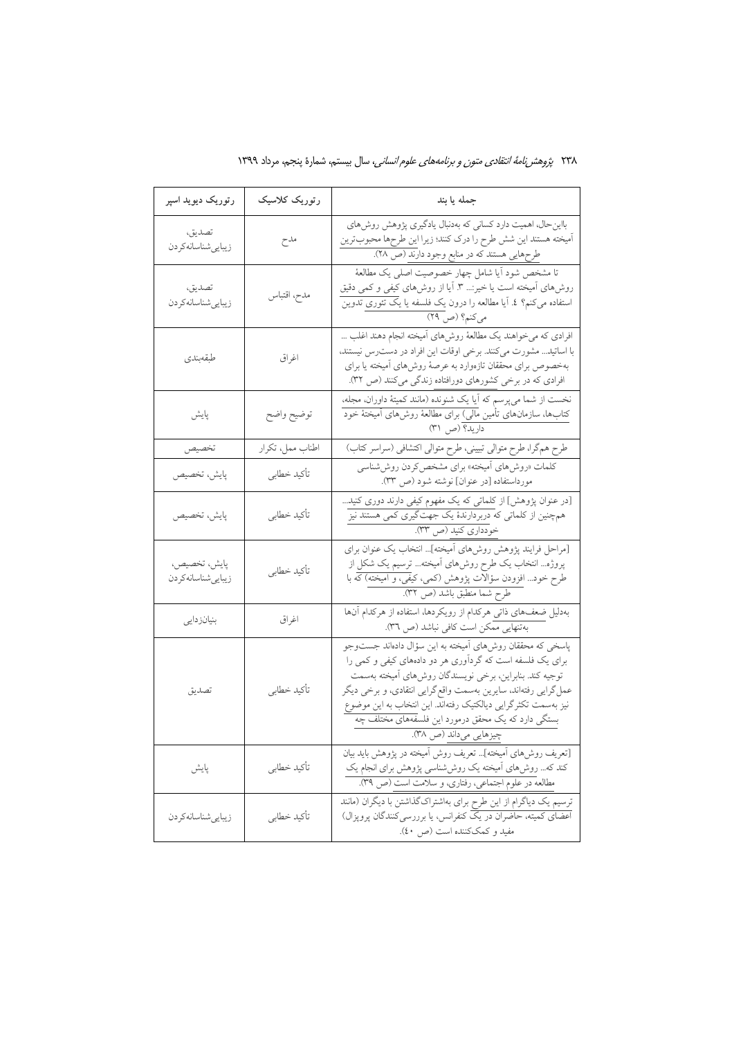| جمله یا بند | رتوریک کلاسیک | رتوریک دیوید اسپر |
| --- | --- | --- |
| بااین‌حال، اهمیت دارد کسانی که به‌دنبال یادگیری پژوهش روش‌های آمیخته هستند این شش طرح را درک کنند؛ زیرا این طرح‌ها محبوب‌ترین طرح‌هایی هستند که در منابع وجود دارند (ص ۲۸). | مدح | تصدیق، زیبایی‌شناسانه‌کردن |
| تا مشخص شود آیا شامل چهار خصوصیت اصلی یک مطالعهٔ روش‌های آمیخته است یا خیر:... ۳. آیا از روش‌های کیفی و کمی دقیق استفاده می‌کنم؟ ٤. آیا مطالعه را درون یک فلسفه یا یک تئوری تدوین می‌کنم؟ (ص ۲۹) | مدح، اقتباس | تصدیق، زیبایی‌شناسانه‌کردن |
| افرادی که می‌خواهند یک مطالعهٔ روش‌های آمیخته انجام دهند اغلب ... با اساتید... مشورت می‌کنند. برخی اوقات این افراد در دسترس نیستند، به‌خصوص برای محققان تازه‌وارد به عرصهٔ روش‌های آمیخته یا برای افرادی که در برخی کشورهای دورافتاده زندگی می‌کنند (ص ۳۲). | اغراق | طبقه‌بندی |
| نخست از شما می‌پرسم که آیا یک شنونده (مانند کمیتهٔ داوران، مجله، کتاب‌ها، سازمان‌های تأمین مالی) برای مطالعهٔ روش‌های آمیختهٔ خود دارید؟ (ص ۳۱) | توضیح واضح | پایش |
| طرح همگرا، طرح متوالی تبیینی، طرح متوالی اکتشافی (سراسر کتاب) | اطناب ممل، تکرار | تخصیص |
| کلمات «روش‌های آمیخته» برای مشخص‌کردن روش‌شناسی مورداستفاده [در عنوان] نوشته شود (ص ۳۳). | تأکید خطابی | پایش، تخصیص |
| [در عنوان پژوهش] از کلماتی که یک مفهوم کیفی دارند دوری کنید... همچنین از کلماتی که دربردارندهٔ یک جهت‌گیری کمی هستند نیز خودداری کنید (ص ۳۳). | تأکید خطابی | پایش، تخصیص |
| [مراحل فرایند پژوهش روش‌های آمیخته]... انتخاب یک عنوان برای پروژه... انتخاب یک طرح روش‌های آمیخته... ترسیم یک شکل از طرح خود... افزودن سؤالات پژوهش (کمی، کیفی، و آمیخته) که با طرح شما منطبق باشد (ص ۳۲). | تأکید خطابی | پایش، تخصیص، زیبایی‌شناسانه‌کردن |
| به‌دلیل ضعف‌های ذاتی هرکدام از رویکردها، استفاده از هرکدام آن‌ها به‌تنهایی ممکن است کافی نباشد (ص ۳٦). | اغراق | بنیان‌زدایی |
| پاسخی که محققان روش‌های آمیخته به این سؤال داده‌اند جست‌وجو برای یک فلسفه است که گردآوری هر دو داده‌های کیفی و کمی را توجیه کند. بنابراین، برخی نویسندگان روش‌های آمیخته به‌سمت عمل‌گرایی رفته‌اند، سایرین به‌سمت واقع‌گرایی انتقادی، و برخی دیگر نیز به‌سمت تکثرگرایی دیالکتیک رفته‌اند. این انتخاب به این موضوع بستگی دارد که یک محقق درمورد این فلسفه‌های مختلف چه چیزهایی می‌داند (ص ۳۸). | تأکید خطابی | تصدیق |
| [تعریف روش‌های آمیخته]... تعریف روش آمیخته در پژوهش باید بیان کند که... روش‌های آمیخته یک روش‌شناسی پژوهش برای انجام یک مطالعه در علوم اجتماعی، رفتاری، و سلامت است (ص ۳۹). | تأکید خطابی | پایش |
| ترسیم یک دیاگرام از این طرح برای به‌اشتراک‌گذاشتن با دیگران (مانند اعضای کمیته، حاضران در یک کنفرانس، یا بررسی‌کنندگان پروپزال) مفید و کمک‌کننده است (ص ٤۰). | تأکید خطابی | زیبایی‌شناسانه‌کردن |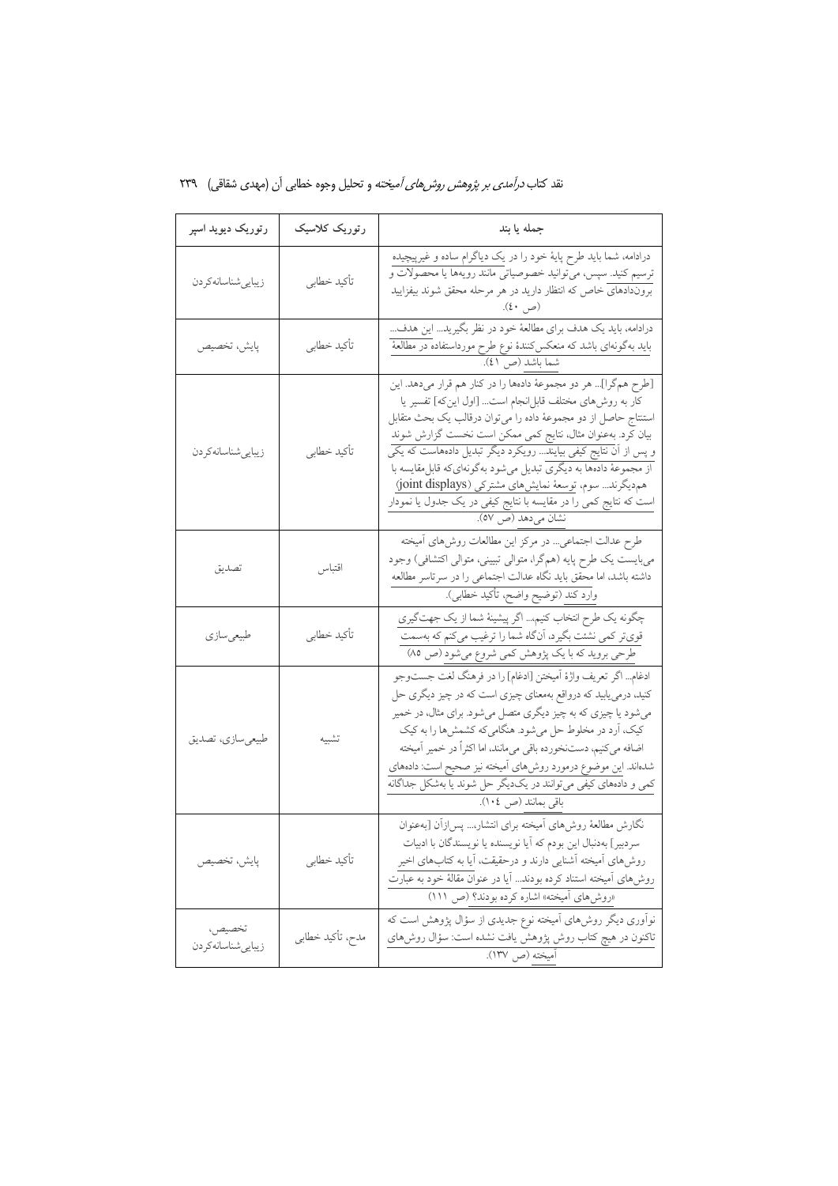| جمله یا بند | رتوریک کلاسیک | رتوریک دیوید اسپر |
|---|---|---|
| درادامه، شما باید طرح پایهٔ خود را در یک دیاگرام ساده و غیرپیچیده ترسیم کنید. سپس، می‌توانید خصوصیاتی مانند رویه‌ها یا محصولات و برون‌دادهای خاص که انتظار دارید در هر مرحله محقق شوند بیفزایید (ص ٤٠). | تأکید خطابی | زیبایی‌شناسانه‌کردن |
| درادامه، باید یک هدف برای مطالعهٔ خود در نظر بگیرید... این هدف... باید به‌گونه‌ای باشد که منعکس‌کنندهٔ نوع طرح مورداستفاده در مطالعهٔ شما باشد (ص ٤١). | تأکید خطابی | پایش، تخصیص |
| [طرح هم‌گرا]... هر دو مجموعهٔ داده‌ها را در کنار هم قرار می‌دهد. این کار به روش‌های مختلف قابل‌انجام است... [اول این‌که] تفسیر یا استنتاج حاصل از دو مجموعهٔ داده را می‌توان درقالب یک بحث متقابل بیان کرد. به‌عنوان مثال، نتایج کمی ممکن است نخست گزارش شوند و پس از آن نتایج کیفی بیایند... رویکرد دیگر تبدیل داده‌هاست که یکی از مجموعهٔ داده‌ها به دیگری تبدیل می‌شود به‌گونه‌ای‌که قابل‌مقایسه با هم‌دیگرند... سوم، توسعهٔ نمایش‌های مشترکی (joint displays) است که نتایج کمی را در مقایسه با نتایج کیفی در یک جدول یا نمودار نشان می‌دهد (ص ٥٧). | تأکید خطابی | زیبایی‌شناسانه‌کردن |
| طرح عدالت اجتماعی... در مرکز این مطالعات روش‌های آمیخته می‌بایست یک طرح پایه (هم‌گرا، متوالی تبیینی، متوالی اکتشافی) وجود داشته باشد، اما محقق باید نگاه عدالت اجتماعی را در سرتاسر مطالعه وارد کند (توضیح واضح، تأکید خطابی). | اقتباس | تصدیق |
| چگونه یک طرح انتخاب کنیم... اگر پیشینهٔ شما از یک جهت‌گیری قوی‌تر کمی نشئت بگیرد، آن‌گاه شما را ترغیب می‌کنم که به‌سمت طرحی بروید که با یک پژوهش کمی شروع می‌شود (ص ٨٥) | تأکید خطابی | طبیعی‌سازی |
| ادغام... اگر تعریف واژهٔ آمیختن [ادغام] را در فرهنگ لغت جست‌وجو کنید، درمی‌یابید که درواقع به‌معنای چیزی است که در چیز دیگری حل می‌شود یا چیزی که به چیز دیگری متصل می‌شود. برای مثال، در خمیر کیک، آرد در مخلوط حل می‌شود. هنگامی‌که کشمش‌ها را به کیک اضافه می‌کنیم، دست‌نخورده باقی می‌مانند، اما اکثراً در خمیر آمیخته شده‌اند. این موضوع درمورد روش‌های آمیخته نیز صحیح است: داده‌های کمی و داده‌های کیفی می‌توانند در یک‌دیگر حل شوند یا به‌شکل جداگانه باقی بمانند (ص ١٠٤). | تشبیه | طبیعی‌سازی، تصدیق |
| نگارش مطالعهٔ روش‌های آمیخته برای انتشار،... پس‌ازآن [به‌عنوان سردبیر] به‌دنبال این بودم که آیا نویسنده یا نویسندگان با ادبیات روش‌های آمیخته آشنایی دارند و درحقیقت، آیا به کتاب‌های اخیر روش‌های آمیخته استناد کرده بودند... آیا در عنوان مقالهٔ خود به عبارت «روش‌های آمیخته» اشاره کرده بودند؟ (ص ١١١) | تأکید خطابی | پایش، تخصیص |
| نوآوری دیگر روش‌های آمیخته نوع جدیدی از سؤال پژوهش است که تاکنون در هیچ کتاب روش پژوهش یافت نشده است: سؤال روش‌های آمیخته (ص ١٣٧). | مدح، تأکید خطابی | تخصیص، زیبایی‌شناسانه‌کردن |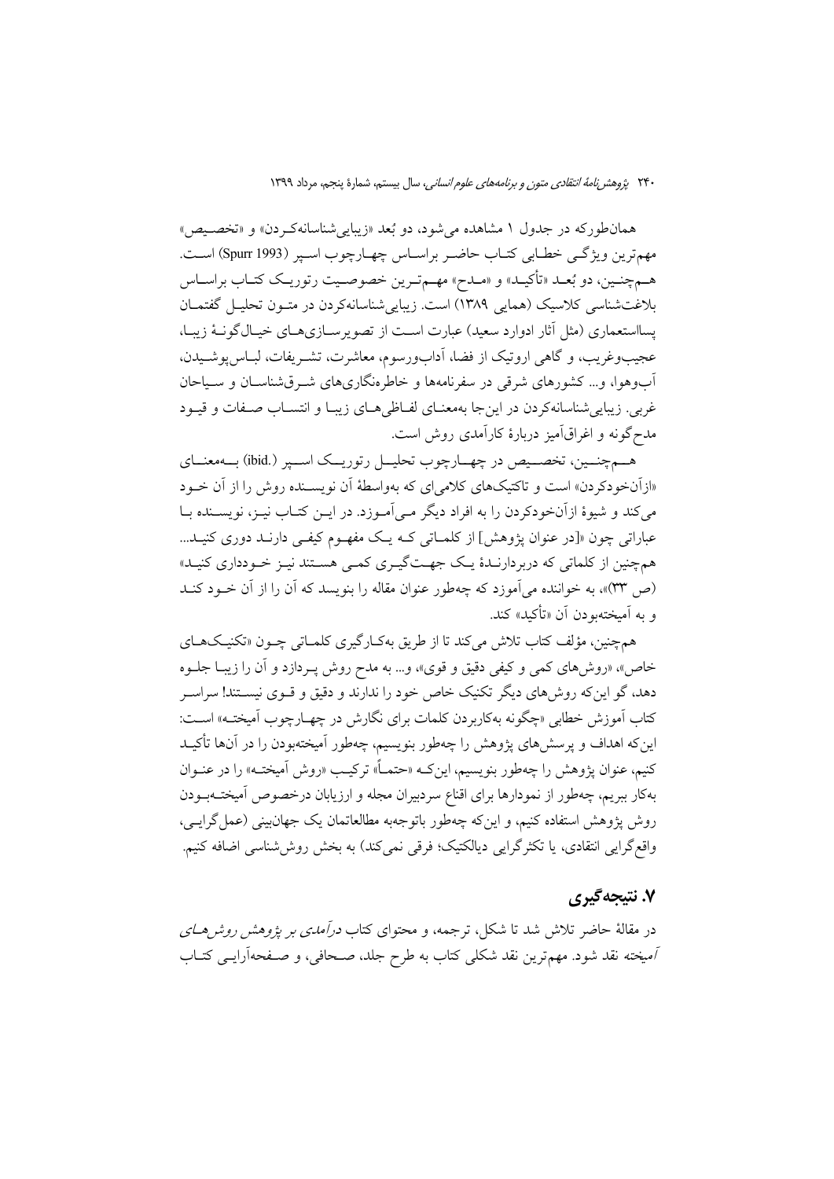همان‌طورکه در جدول ۱ مشاهده می‌شود، دو بُعد «زیبایی‌شناسانه‌کردن» و «تخصیص» مهم‌ترین ویژگی خطابی کتاب حاضر براساس چهارچوب اسپر (Spurr 1993) است. هم‌چنین، دو بُعد «تأکید» و «مدح» مهم‌ترین خصوصیت رتوریک کتاب براساس بلاغت‌شناسی کلاسیک (همایی ۱۳۸۹) است. زیبایی‌شناسانه‌کردن در متون تحلیل گفتمان پسااستعماری (مثل آثار ادوارد سعید) عبارت است از تصویرسازی‌های خیال‌گونهٔ زیبا، عجیب‌وغریب، و گاهی اروتیک از فضا، آداب‌ورسوم، معاشرت، تشریفات، لباس‌پوشیدن، آب‌وهوا، و... کشورهای شرقی در سفرنامه‌ها و خاطره‌نگاری‌های شرق‌شناسان و سیاحان غربی. زیبایی‌شناسانه‌کردن در این‌جا به‌معنای لفاظی‌های زیبا و انتساب صفات و قیود مدح‌گونه و اغراق‌آمیز دربارهٔ کارآمدی روش است.

هم‌چنین، تخصیص در چهارچوب تحلیل رتوریک اسپر (ibid.) به‌معنای «ازآن‌خودکردن» است و تاکتیک‌های کلامی‌ای که به‌واسطهٔ آن نویسنده روش را از آن خود می‌کند و شیوهٔ ازآن‌خودکردن را به افراد دیگر می‌آموزد. در این کتاب نیز، نویسنده با عباراتی چون «[در عنوان پژوهش] از کلماتی که یک مفهوم کیفی دارند دوری کنید... همچنین از کلماتی که دربردارندهٔ یک جهت‌گیری کمی هستند نیز خودداری کنید» (ص ۳۳)»، به خواننده می‌آموزد که چه‌طور عنوان مقاله را بنویسد که آن را از آن خود کند و به آمیخته‌بودن آن «تأکید» کند.

هم‌چنین، مؤلف کتاب تلاش می‌کند تا از طریق به‌کارگیری کلماتی چون «تکنیک‌های خاص»، «روش‌های کمی و کیفی دقیق و قوی»، و... به مدح روش بپردازد و آن را زیبا جلوه دهد، گو این‌که روش‌های دیگر تکنیک خاص خود را ندارند و دقیق و قوی نیستند! سراسر کتاب آموزش خطابی «چگونه به‌کاربردن کلمات برای نگارش در چهارچوب آمیخته» است: این‌که اهداف و پرسش‌های پژوهش را چه‌طور بنویسیم، چه‌طور آمیخته‌بودن را در آن‌ها تأکید کنیم، عنوان پژوهش را چه‌طور بنویسیم، این‌که «حتماً» ترکیب «روش آمیخته» را در عنوان به‌کار ببریم، چه‌طور از نمودارها برای اقناع سردبیران مجله و ارزیابان درخصوص آمیخته‌بودن روش پژوهش استفاده کنیم، و این‌که چه‌طور باتوجه‌به مطالعاتمان یک جهان‌بینی (عمل‌گرایی، واقع‌گرایی انتقادی، یا تکثرگرایی دیالکتیک؛ فرقی نمی‌کند) به بخش روش‌شناسی اضافه کنیم.

## ۷. نتیجه‌گیری

در مقالهٔ حاضر تلاش شد تا شکل، ترجمه، و محتوای کتاب *درآمدی بر پژوهش روش‌های آمیخته* نقد شود. مهم‌ترین نقد شکلی کتاب به طرح جلد، صحافی، و صفحه‌آرایی کتاب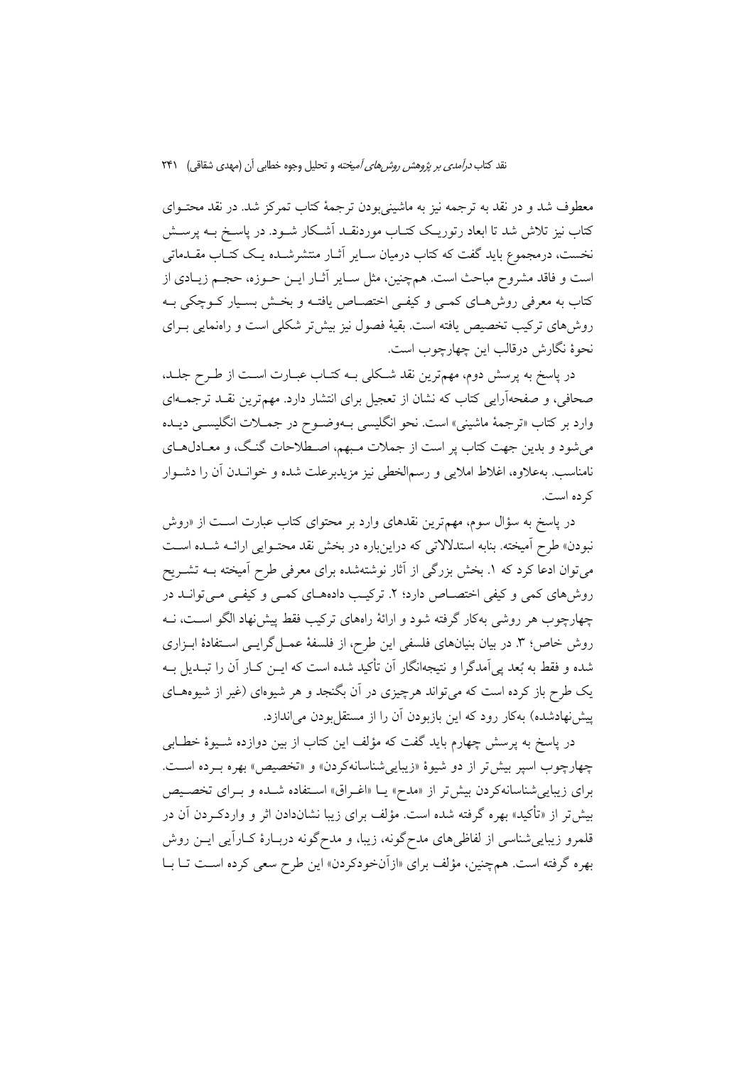معطوف شد و در نقد به ترجمه نیز به ماشینی‌بودن ترجمهٔ کتاب تمرکز شد. در نقد محتـوای کتاب نیز تلاش شد تا ابعاد رتوریـک کتـاب موردنقـد آشـکار شـود. در پاسـخ بـه پرسـش نخست، درمجموع باید گفت که کتاب درمیان سـایر آثـار منتشرشـده یـک کتـاب مقـدماتی است و فاقد مشروح مباحث است. هم‌چنین، مثل سـایر آثـار ایـن حـوزه، حجـم زیـادی از کتاب به معرفی روش‌هـای کمـی و کیفـی اختصـاص یافتـه و بخـش بسـیار کـوچکی بـه روش‌های ترکیب تخصیص یافته است. بقیهٔ فصول نیز بیش‌تر شکلی است و راهنمایی بـرای نحوهٔ نگارش درقالب این چهارچوب است.

در پاسخ به پرسش دوم، مهم‌ترین نقد شـکلی بـه کتـاب عبـارت اسـت از طـرح جلـد، صحافی، و صفحه‌آرایی کتاب که نشان از تعجیل برای انتشار دارد. مهم‌ترین نقـد ترجمـه‌ای وارد بر کتاب «ترجمهٔ ماشینی» است. نحو انگلیسی بـه‌وضـوح در جمـلات انگلیسـی دیـده می‌شود و بدین جهت کتاب پر است از جملات مـبهم، اصـطلاحات گنـگ، و معـادل‌هـای نامناسب. به‌علاوه، اغلاط املایی و رسم‌الخطی نیز مزیدبرعلت شده و خوانـدن آن را دشـوار کرده است.

در پاسخ به سؤال سوم، مهم‌ترین نقدهای وارد بر محتوای کتاب عبارت اسـت از «روش نبودن» طرح آمیخته. بنابه استدلالاتی که دراین‌باره در بخش نقد محتـوایی ارائـه شـده اسـت می‌توان ادعا کرد که ۱. بخش بزرگی از آثار نوشته‌شده برای معرفی طرح آمیخته بـه تشـریح روش‌های کمی و کیفی اختصـاص دارد؛ ۲. ترکیـب داده‌هـای کمـی و کیفـی مـی‌توانـد در چهارچوب هر روشی به‌کار گرفته شود و ارائهٔ راه‌های ترکیب فقط پیش‌نهاد الگو اسـت، نـه روش خاص؛ ۳. در بیان بنیان‌های فلسفی این طرح، از فلسفهٔ عمـل‌گرایـی اسـتفادهٔ ابـزاری شده و فقط به بُعد پی‌آمدگرا و نتیجه‌انگار آن تأکید شده است که ایـن کـار آن را تبـدیل بـه یک طرح باز کرده است که می‌تواند هرچیزی در آن بگنجد و هر شیوه‌ای (غیر از شیوه‌هـای پیش‌نهادشده) به‌کار رود که این بازبودن آن را از مستقل‌بودن می‌اندازد.

در پاسخ به پرسش چهارم باید گفت که مؤلف این کتاب از بین دوازده شـیوهٔ خطـابی چهارچوب اسپر بیش‌تر از دو شیوهٔ «زیبایی‌شناسانه‌کردن» و «تخصیص» بهره بـرده اسـت. برای زیبایی‌شناسانه‌کردن بیش‌تر از «مدح» یـا «اغـراق» اسـتفاده شـده و بـرای تخصـیص بیش‌تر از «تأکید» بهره گرفته شده است. مؤلف برای زیبا نشان‌دادن اثر و واردکـردن آن در قلمرو زیبایی‌شناسی از لفاظی‌های مدح‌گونه، زیبا، و مدح‌گونه دربـارهٔ کـارآیی ایـن روش بهره گرفته است. هم‌چنین، مؤلف برای «ازآن‌خودکردن» این طرح سعی کرده اسـت تـا بـا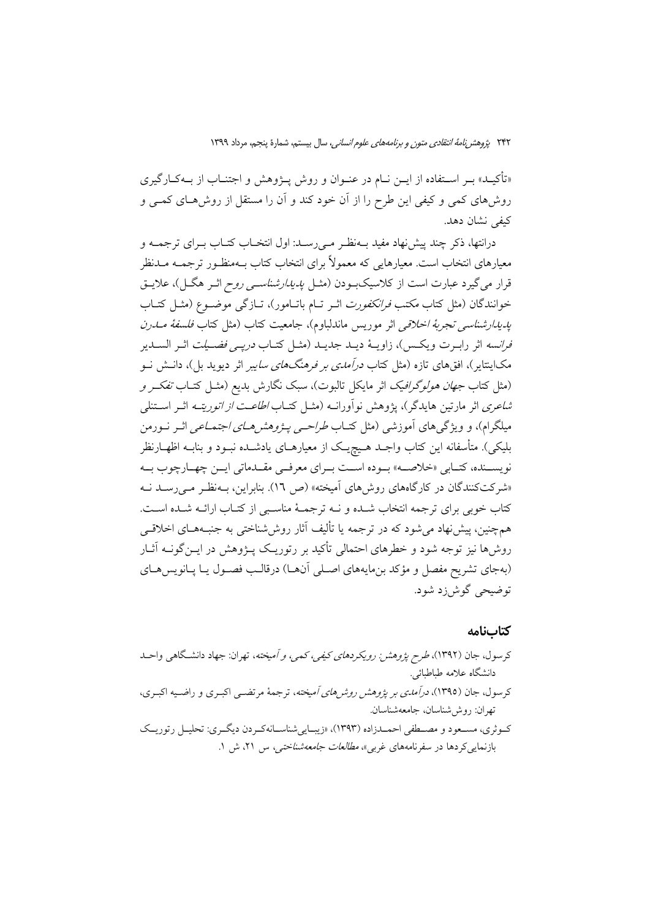«تأکید» بر استفاده از این نام در عنوان و روش پژوهش و اجتناب از به‌کارگیری روش‌های کمی و کیفی این طرح را از آن خود کند و آن را مستقل از روش‌های کمی و کیفی نشان دهد.

درانتها، ذکر چند پیش‌نهاد مفید به‌نظر می‌رسد: اول انتخاب کتاب برای ترجمه و معیارهای انتخاب است. معیارهایی که معمولاً برای انتخاب کتاب به‌منظور ترجمه مدنظر قرار می‌گیرد عبارت است از کلاسیک‌بودن (مثل *پدیدارشناسی روح* اثر هگل)، علایق خوانندگان (مثل کتاب *مکتب فرانکفورت* اثر تام باتامور)، تازگی موضوع (مثل کتاب *پدیدارشناسی تجربهٔ اخلاقی* اثر موریس ماندلباوم)، جامعیت کتاب (مثل کتاب *فلسفهٔ مدرن فرانسه* اثر رابرت ویکس)، زاویهٔ دید جدید (مثل کتاب *درپی فضیلت* اثر السدیر مک‌اینتایر)، افق‌های تازه (مثل کتاب *درآمدی بر فرهنگ‌های سایبر* اثر دیوید بل)، دانش نو (مثل کتاب *جهان هولوگرافیک* اثر مایکل تالبوت)، سبک نگارش بدیع (مثل کتاب *تفکر و شاعری* اثر مارتین هایدگر)، پژوهش نوآورانه (مثل کتاب *اطاعت از اتوریته* اثر استنلی میلگرام)، و ویژگی‌های آموزشی (مثل کتاب *طراحی پژوهش‌های اجتماعی* اثر نورمن بلیکی). متأسفانه این کتاب واجد هیچ‌یک از معیارهای یادشده نبود و بنابه اظهارنظر نویسنده، کتابی «خلاصه» بوده است برای معرفی مقدماتی این چهارچوب به «شرکت‌کنندگان در کارگاه‌های روش‌های آمیخته» (ص ١٦). بنابراین، به‌نظر می‌رسد نه کتاب خوبی برای ترجمه انتخاب شده و نه ترجمهٔ مناسبی از کتاب ارائه شده است. هم‌چنین، پیش‌نهاد می‌شود که در ترجمه یا تألیف آثار روش‌شناختی به جنبه‌های اخلاقی روش‌ها نیز توجه شود و خطرهای احتمالی تأکید بر رتوریک پژوهش در این‌گونه آثار (به‌جای تشریح مفصل و مؤکد بن‌مایه‌های اصلی آن‌ها) درقالب فصول یا پانویس‌های توضیحی گوش‌زد شود.

## کتاب‌نامه

کرسول، جان (١٣٩٢)، *طرح پژوهش: رویکردهای کیفی، کمی، و آمیخته*، تهران: جهاد دانشگاهی واحد دانشگاه علامه طباطبائی.

کرسول، جان (١٣٩٥)، *درآمدی بر پژوهش روش‌های آمیخته*، ترجمهٔ مرتضی اکبری و راضیه اکبری، تهران: روش‌شناسان، جامعه‌شناسان.

کوثری، مسعود و مصطفی احمدزاده (١٣٩٣)، «زیبایی‌شناسانه‌کردن دیگری: تحلیل رتوریک بازنمایی‌کردها در سفرنامه‌های غربی»، *مطالعات جامعه‌شناختی*، س ٢١، ش ١.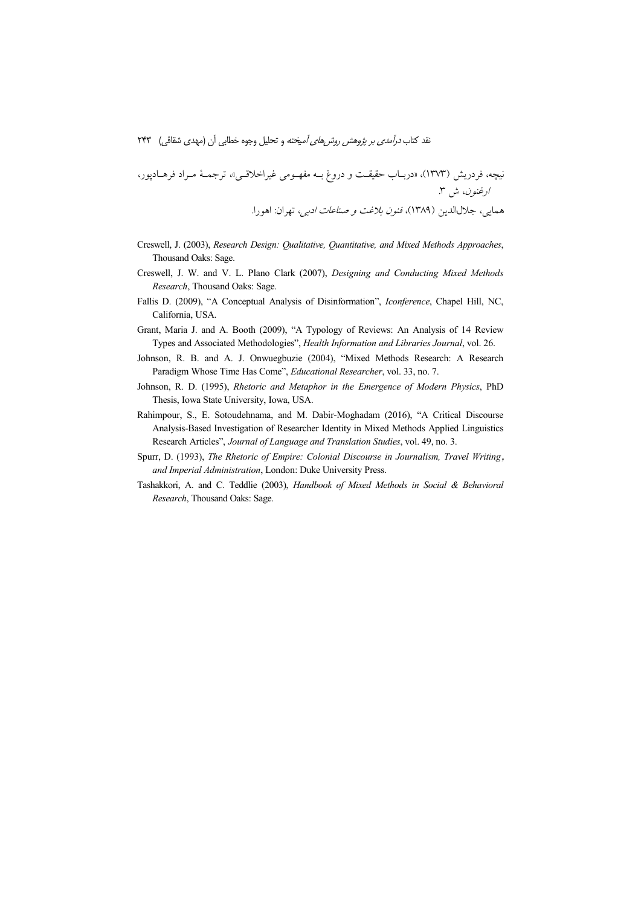نیچه، فردریش (۱۳۷۳)، «دربـاب حقیقـت و دروغ بـه مفهـومی غیراخلاقـی»، ترجمـهٔ مـراد فرهـادپور، *ارغنون*، ش ۳.

همایی، جلال‌الدین (۱۳۸۹)، *فنون بلاغت و صناعات ادبی*، تهران: اهورا.

Creswell, J. (2003), *Research Design: Qualitative, Quantitative, and Mixed Methods Approaches*, Thousand Oaks: Sage.

Creswell, J. W. and V. L. Plano Clark (2007), *Designing and Conducting Mixed Methods Research*, Thousand Oaks: Sage.

Fallis D. (2009), "A Conceptual Analysis of Disinformation", *Iconference*, Chapel Hill, NC, California, USA.

Grant, Maria J. and A. Booth (2009), "A Typology of Reviews: An Analysis of 14 Review Types and Associated Methodologies", *Health Information and Libraries Journal*, vol. 26.

Johnson, R. B. and A. J. Onwuegbuzie (2004), "Mixed Methods Research: A Research Paradigm Whose Time Has Come", *Educational Researcher*, vol. 33, no. 7.

Johnson, R. D. (1995), *Rhetoric and Metaphor in the Emergence of Modern Physics*, PhD Thesis, Iowa State University, Iowa, USA.

Rahimpour, S., E. Sotoudehnama, and M. Dabir-Moghadam (2016), "A Critical Discourse Analysis-Based Investigation of Researcher Identity in Mixed Methods Applied Linguistics Research Articles", *Journal of Language and Translation Studies*, vol. 49, no. 3.

Spurr, D. (1993), *The Rhetoric of Empire: Colonial Discourse in Journalism, Travel Writing, and Imperial Administration*, London: Duke University Press.

Tashakkori, A. and C. Teddlie (2003), *Handbook of Mixed Methods in Social & Behavioral Research*, Thousand Oaks: Sage.